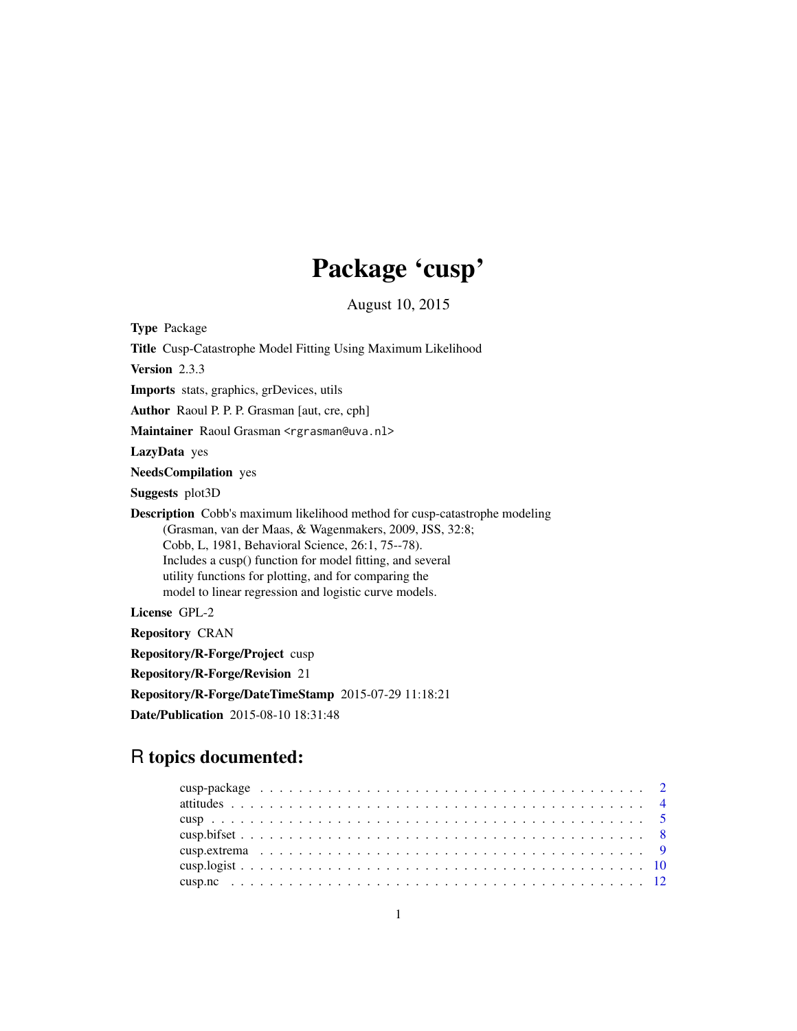# Package 'cusp'

August 10, 2015

**Type** Package

**Title** Cusp-Catastrophe Model Fitting Using Maximum Likelihood

**Version** 2.3.3

**Imports** stats, graphics, grDevices, utils

**Author** Raoul P. P. P. Grasman [aut, cre, cph]

**Maintainer** Raoul Grasman <rgrasman@uva.nl>

**LazyData** yes

**NeedsCompilation** yes

**Suggests** plot3D

**Description** Cobb's maximum likelihood method for cusp-catastrophe modeling (Grasman, van der Maas, & Wagenmakers, 2009, JSS, 32:8; Cobb, L, 1981, Behavioral Science, 26:1, 75--78). Includes a cusp() function for model fitting, and several utility functions for plotting, and for comparing the model to linear regression and logistic curve models.

**License** GPL-2

**Repository** CRAN

**Repository/R-Forge/Project** cusp

**Repository/R-Forge/Revision** 21

**Repository/R-Forge/DateTimeStamp** 2015-07-29 11:18:21

**Date/Publication** 2015-08-10 18:31:48

## R topics documented:

- cusp-package . . . . . . . . . . . . . . . . . . . . . . . . . . . . . . . . . . . . . . . 2
- attitudes . . . . . . . . . . . . . . . . . . . . . . . . . . . . . . . . . . . . . . . . . . 4
- cusp . . . . . . . . . . . . . . . . . . . . . . . . . . . . . . . . . . . . . . . . . . . . 5
- cusp.bifset . . . . . . . . . . . . . . . . . . . . . . . . . . . . . . . . . . . . . . . . 8
- cusp.extrema . . . . . . . . . . . . . . . . . . . . . . . . . . . . . . . . . . . . . . . 9
- cusp.logist . . . . . . . . . . . . . . . . . . . . . . . . . . . . . . . . . . . . . . . . 10
- cusp.nc . . . . . . . . . . . . . . . . . . . . . . . . . . . . . . . . . . . . . . . . . . 12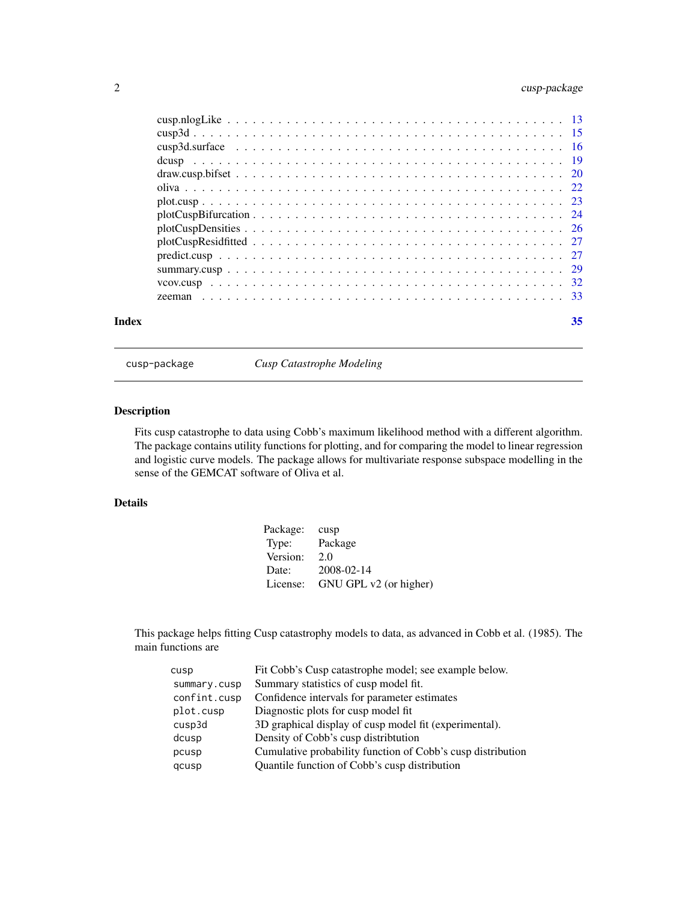| | |
|---|---|
| cusp.nlogLike | 13 |
| cusp3d | 15 |
| cusp3d.surface | 16 |
| dcusp | 19 |
| draw.cusp.bifset | 20 |
| oliva | 22 |
| plot.cusp | 23 |
| plotCuspBifurcation | 24 |
| plotCuspDensities | 26 |
| plotCuspResidfitted | 27 |
| predict.cusp | 27 |
| summary.cusp | 29 |
| vcov.cusp | 32 |
| zeeman | 33 |

**Index** 35

---

`cusp-package` *Cusp Catastrophe Modeling*

---

## Description

Fits cusp catastrophe to data using Cobb's maximum likelihood method with a different algorithm. The package contains utility functions for plotting, and for comparing the model to linear regression and logistic curve models. The package allows for multivariate response subspace modelling in the sense of the GEMCAT software of Oliva et al.

## Details

| | |
|---|---|
| Package: | cusp |
| Type: | Package |
| Version: | 2.0 |
| Date: | 2008-02-14 |
| License: | GNU GPL v2 (or higher) |

This package helps fitting Cusp catastrophy models to data, as advanced in Cobb et al. (1985). The main functions are

| | |
|---|---|
| `cusp` | Fit Cobb's Cusp catastrophe model; see example below. |
| `summary.cusp` | Summary statistics of cusp model fit. |
| `confint.cusp` | Confidence intervals for parameter estimates |
| `plot.cusp` | Diagnostic plots for cusp model fit |
| `cusp3d` | 3D graphical display of cusp model fit (experimental). |
| `dcusp` | Density of Cobb's cusp distribtution |
| `pcusp` | Cumulative probability function of Cobb's cusp distribution |
| `qcusp` | Quantile function of Cobb's cusp distribution |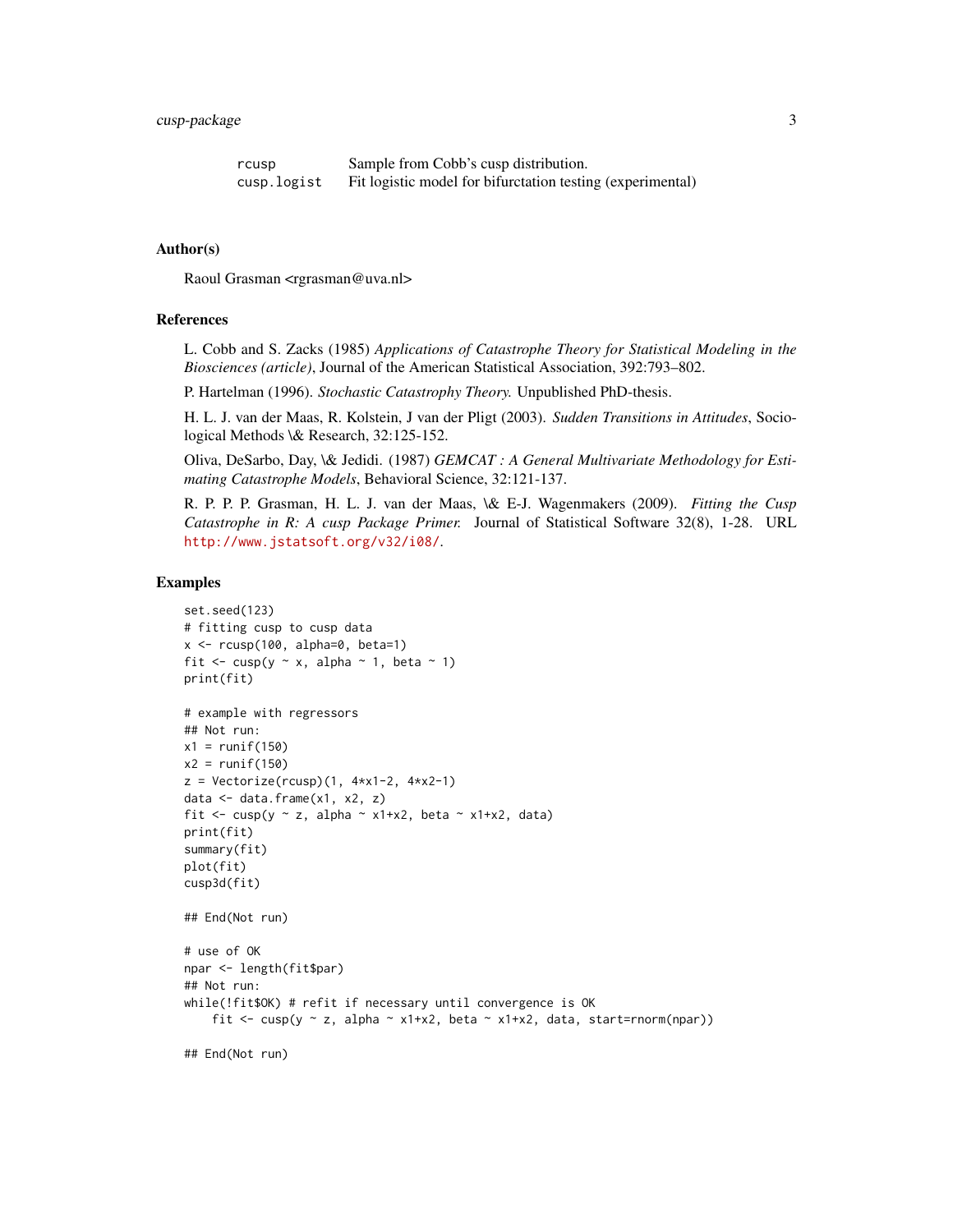| | |
|---|---|
| `rcusp` | Sample from Cobb's cusp distribution. |
| `cusp.logist` | Fit logistic model for bifurctation testing (experimental) |

## Author(s)

Raoul Grasman <rgrasman@uva.nl>

## References

L. Cobb and S. Zacks (1985) *Applications of Catastrophe Theory for Statistical Modeling in the Biosciences (article)*, Journal of the American Statistical Association, 392:793–802.

P. Hartelman (1996). *Stochastic Catastrophy Theory.* Unpublished PhD-thesis.

H. L. J. van der Maas, R. Kolstein, J van der Pligt (2003). *Sudden Transitions in Attitudes*, Sociological Methods \& Research, 32:125-152.

Oliva, DeSarbo, Day, \& Jedidi. (1987) *GEMCAT : A General Multivariate Methodology for Estimating Catastrophe Models*, Behavioral Science, 32:121-137.

R. P. P. P. Grasman, H. L. J. van der Maas, \& E-J. Wagenmakers (2009). *Fitting the Cusp Catastrophe in R: A cusp Package Primer.* Journal of Statistical Software 32(8), 1-28. URL http://www.jstatsoft.org/v32/i08/.

## Examples

```
set.seed(123)
# fitting cusp to cusp data
x <- rcusp(100, alpha=0, beta=1)
fit <- cusp(y ~ x, alpha ~ 1, beta ~ 1)
print(fit)

# example with regressors
## Not run:
x1 = runif(150)
x2 = runif(150)
z = Vectorize(rcusp)(1, 4*x1-2, 4*x2-1)
data <- data.frame(x1, x2, z)
fit <- cusp(y ~ z, alpha ~ x1+x2, beta ~ x1+x2, data)
print(fit)
summary(fit)
plot(fit)
cusp3d(fit)

## End(Not run)

# use of OK
npar <- length(fit$par)
## Not run:
while(!fit$OK) # refit if necessary until convergence is OK
    fit <- cusp(y ~ z, alpha ~ x1+x2, beta ~ x1+x2, data, start=rnorm(npar))

## End(Not run)
```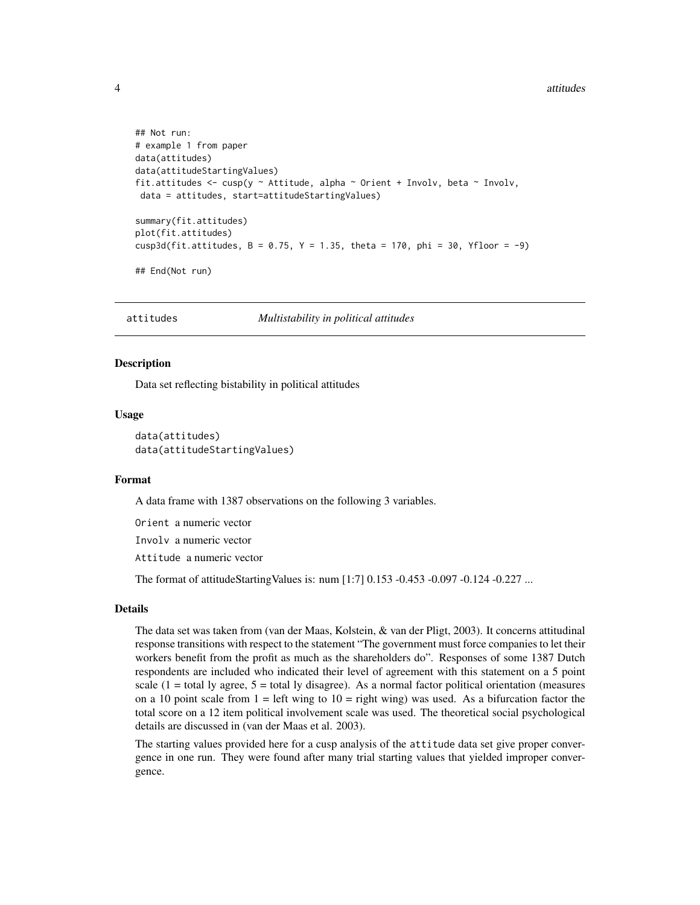```
## Not run:
# example 1 from paper
data(attitudes)
data(attitudeStartingValues)
fit.attitudes <- cusp(y ~ Attitude, alpha ~ Orient + Involv, beta ~ Involv,
 data = attitudes, start=attitudeStartingValues)

summary(fit.attitudes)
plot(fit.attitudes)
cusp3d(fit.attitudes, B = 0.75, Y = 1.35, theta = 170, phi = 30, Yfloor = -9)

## End(Not run)
```

---

## attitudes — *Multistability in political attitudes*

### Description

Data set reflecting bistability in political attitudes

### Usage

```
data(attitudes)
data(attitudeStartingValues)
```

### Format

A data frame with 1387 observations on the following 3 variables.

`Orient` a numeric vector

`Involv` a numeric vector

`Attitude` a numeric vector

The format of attitudeStartingValues is: num [1:7] 0.153 -0.453 -0.097 -0.124 -0.227 ...

### Details

The data set was taken from (van der Maas, Kolstein, & van der Pligt, 2003). It concerns attitudinal response transitions with respect to the statement "The government must force companies to let their workers benefit from the profit as much as the shareholders do". Responses of some 1387 Dutch respondents are included who indicated their level of agreement with this statement on a 5 point scale (1 = total ly agree, 5 = total ly disagree). As a normal factor political orientation (measures on a 10 point scale from 1 = left wing to 10 = right wing) was used. As a bifurcation factor the total score on a 12 item political involvement scale was used. The theoretical social psychological details are discussed in (van der Maas et al. 2003).

The starting values provided here for a cusp analysis of the `attitude` data set give proper convergence in one run. They were found after many trial starting values that yielded improper convergence.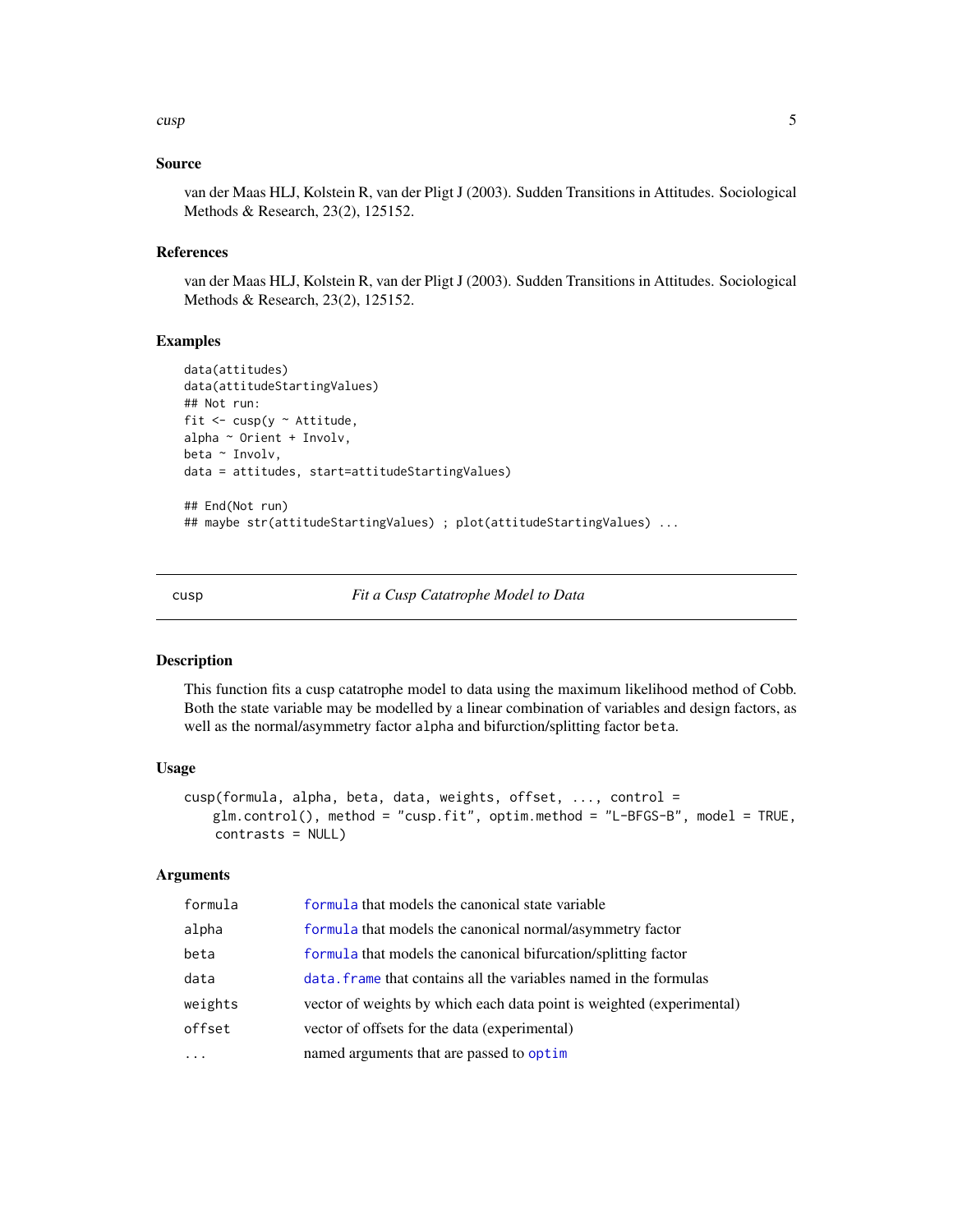## Source

van der Maas HLJ, Kolstein R, van der Pligt J (2003). Sudden Transitions in Attitudes. Sociological Methods & Research, 23(2), 125152.

## References

van der Maas HLJ, Kolstein R, van der Pligt J (2003). Sudden Transitions in Attitudes. Sociological Methods & Research, 23(2), 125152.

## Examples

```
data(attitudes)
data(attitudeStartingValues)
## Not run:
fit <- cusp(y ~ Attitude,
alpha ~ Orient + Involv,
beta ~ Involv,
data = attitudes, start=attitudeStartingValues)

## End(Not run)
## maybe str(attitudeStartingValues) ; plot(attitudeStartingValues) ...
```

---

# cusp — *Fit a Cusp Catatrophe Model to Data*

## Description

This function fits a cusp catatrophe model to data using the maximum likelihood method of Cobb. Both the state variable may be modelled by a linear combination of variables and design factors, as well as the normal/asymmetry factor alpha and bifurction/splitting factor beta.

## Usage

```
cusp(formula, alpha, beta, data, weights, offset, ..., control =
    glm.control(), method = "cusp.fit", optim.method = "L-BFGS-B", model = TRUE,
    contrasts = NULL)
```

## Arguments

| | |
|---|---|
| formula | formula that models the canonical state variable |
| alpha | formula that models the canonical normal/asymmetry factor |
| beta | formula that models the canonical bifurcation/splitting factor |
| data | data.frame that contains all the variables named in the formulas |
| weights | vector of weights by which each data point is weighted (experimental) |
| offset | vector of offsets for the data (experimental) |
| ... | named arguments that are passed to optim |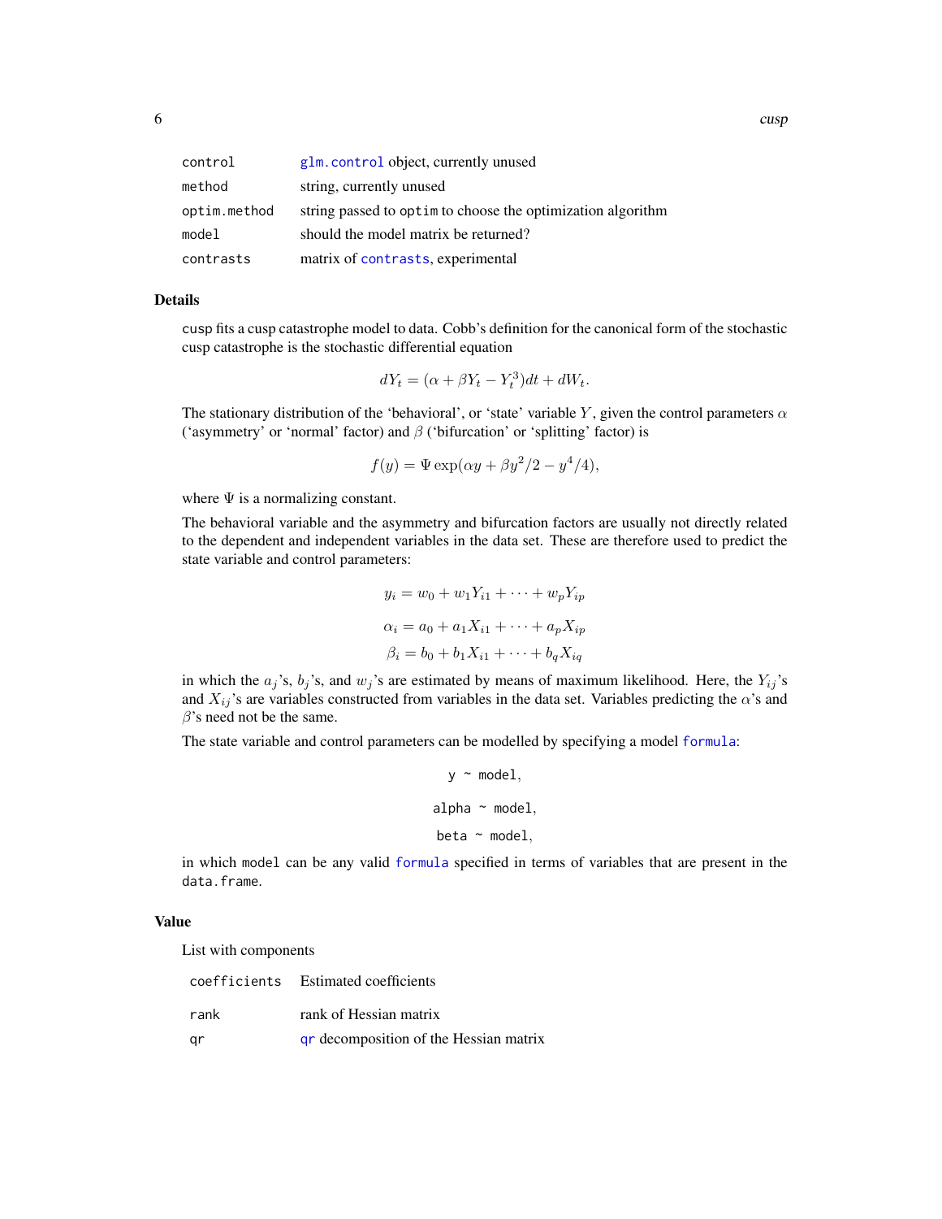| | |
|---|---|
| control | glm.control object, currently unused |
| method | string, currently unused |
| optim.method | string passed to optim to choose the optimization algorithm |
| model | should the model matrix be returned? |
| contrasts | matrix of contrasts, experimental |

## Details

cusp fits a cusp catastrophe model to data. Cobb's definition for the canonical form of the stochastic cusp catastrophe is the stochastic differential equation

$$dY_t = (\alpha + \beta Y_t - Y_t^3)dt + dW_t.$$

The stationary distribution of the 'behavioral', or 'state' variable $Y$, given the control parameters $\alpha$ ('asymmetry' or 'normal' factor) and $\beta$ ('bifurcation' or 'splitting' factor) is

$$f(y) = \Psi \exp(\alpha y + \beta y^2/2 - y^4/4),$$

where $\Psi$ is a normalizing constant.

The behavioral variable and the asymmetry and bifurcation factors are usually not directly related to the dependent and independent variables in the data set. These are therefore used to predict the state variable and control parameters:

$$y_i = w_0 + w_1 Y_{i1} + \cdots + w_p Y_{ip}$$

$$\alpha_i = a_0 + a_1 X_{i1} + \cdots + a_p X_{ip}$$

$$\beta_i = b_0 + b_1 X_{i1} + \cdots + b_q X_{iq}$$

in which the $a_j$'s, $b_j$'s, and $w_j$'s are estimated by means of maximum likelihood. Here, the $Y_{ij}$'s and $X_{ij}$'s are variables constructed from variables in the data set. Variables predicting the $\alpha$'s and $\beta$'s need not be the same.

The state variable and control parameters can be modelled by specifying a model formula:

```
y ~ model,
alpha ~ model,
beta ~ model,
```

in which model can be any valid formula specified in terms of variables that are present in the data.frame.

## Value

List with components

| | |
|---|---|
| coefficients | Estimated coefficients |
| rank | rank of Hessian matrix |
| qr | qr decomposition of the Hessian matrix |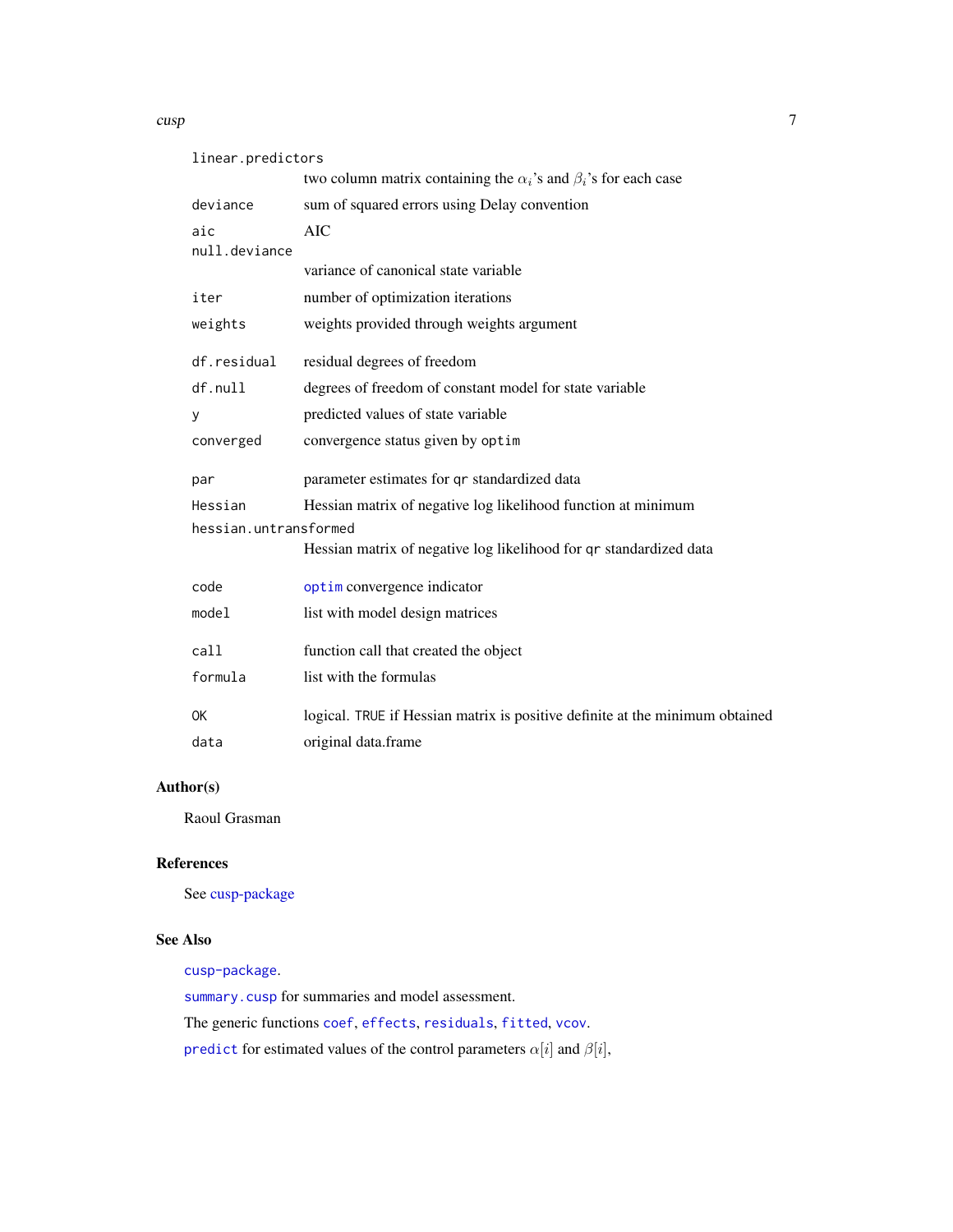| | |
|---|---|
| `linear.predictors` | two column matrix containing the $\alpha_i$'s and $\beta_i$'s for each case |
| `deviance` | sum of squared errors using Delay convention |
| `aic` | AIC |
| `null.deviance` | variance of canonical state variable |
| `iter` | number of optimization iterations |
| `weights` | weights provided through weights argument |
| `df.residual` | residual degrees of freedom |
| `df.null` | degrees of freedom of constant model for state variable |
| `y` | predicted values of state variable |
| `converged` | convergence status given by `optim` |
| `par` | parameter estimates for `qr` standardized data |
| `Hessian` | Hessian matrix of negative log likelihood function at minimum |
| `hessian.untransformed` | Hessian matrix of negative log likelihood for `qr` standardized data |
| `code` | `optim` convergence indicator |
| `model` | list with model design matrices |
| `call` | function call that created the object |
| `formula` | list with the formulas |
| `OK` | logical. `TRUE` if Hessian matrix is positive definite at the minimum obtained |
| `data` | original data.frame |

## Author(s)

Raoul Grasman

## References

See cusp-package

## See Also

`cusp-package`.

`summary.cusp` for summaries and model assessment.

The generic functions `coef`, `effects`, `residuals`, `fitted`, `vcov`.

`predict` for estimated values of the control parameters $\alpha[i]$ and $\beta[i]$,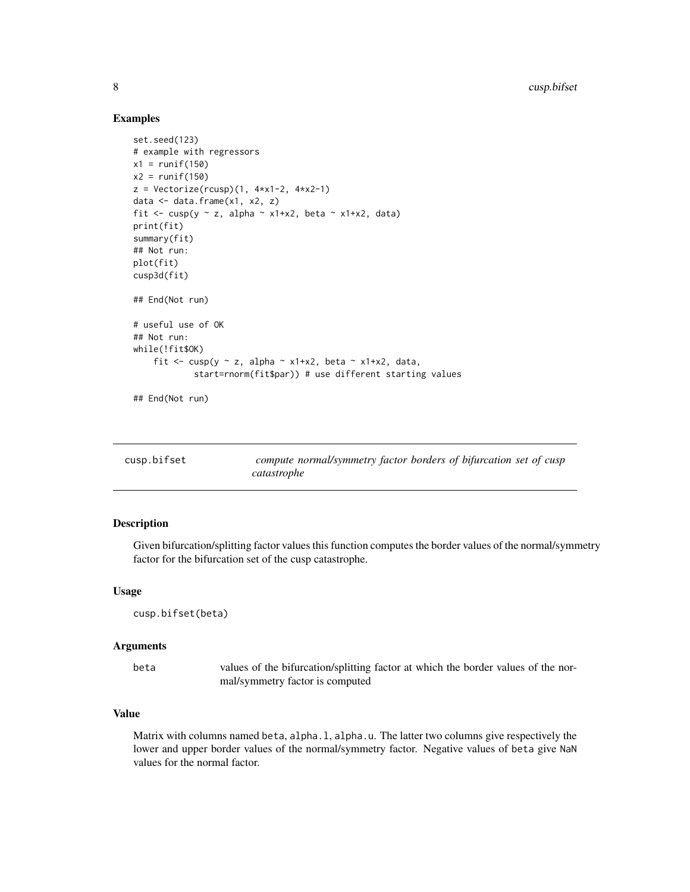### Examples

```
set.seed(123)
# example with regressors
x1 = runif(150)
x2 = runif(150)
z = Vectorize(rcusp)(1, 4*x1-2, 4*x2-1)
data <- data.frame(x1, x2, z)
fit <- cusp(y ~ z, alpha ~ x1+x2, beta ~ x1+x2, data)
print(fit)
summary(fit)
## Not run:
plot(fit)
cusp3d(fit)

## End(Not run)

# useful use of OK
## Not run:
while(!fit$OK)
    fit <- cusp(y ~ z, alpha ~ x1+x2, beta ~ x1+x2, data,
            start=rnorm(fit$par)) # use different starting values

## End(Not run)
```

---

## cusp.bifset — *compute normal/symmetry factor borders of bifurcation set of cusp catastrophe*

---

### Description

Given bifurcation/splitting factor values this function computes the border values of the normal/symmetry factor for the bifurcation set of the cusp catastrophe.

### Usage

```
cusp.bifset(beta)
```

### Arguments

| | |
|---|---|
| `beta` | values of the bifurcation/splitting factor at which the border values of the normal/symmetry factor is computed |

### Value

Matrix with columns named `beta`, `alpha.l`, `alpha.u`. The latter two columns give respectively the lower and upper border values of the normal/symmetry factor. Negative values of `beta` give `NaN` values for the normal factor.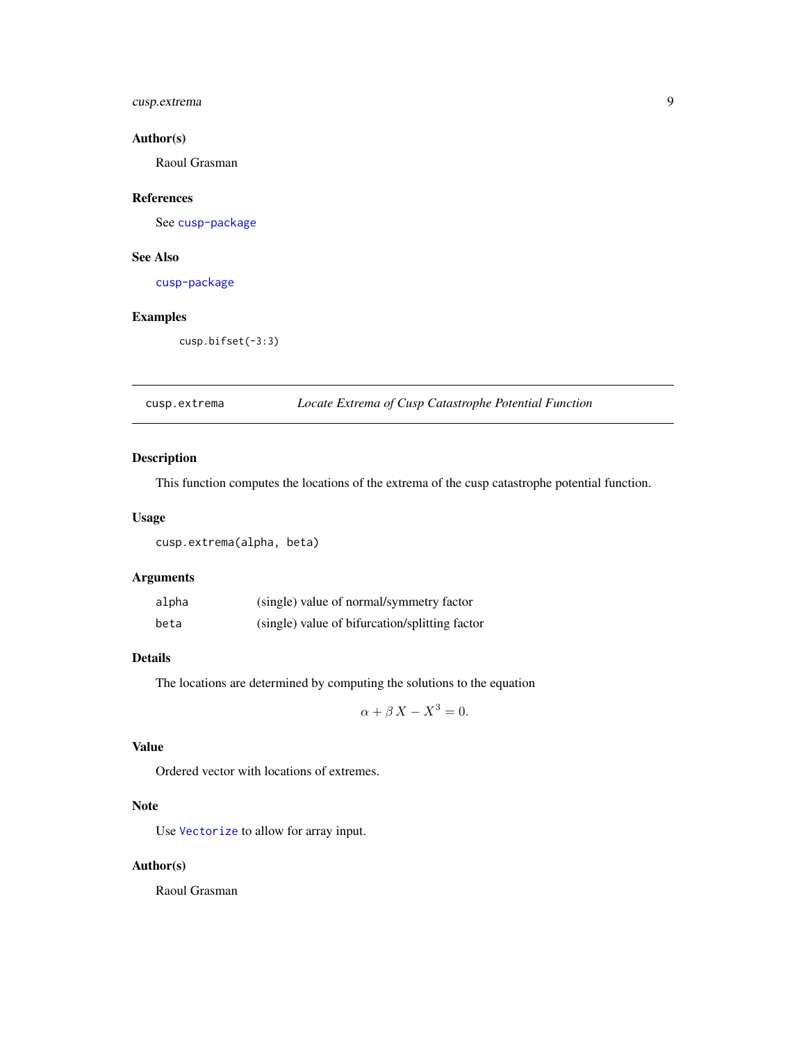## Author(s)

Raoul Grasman

## References

See cusp-package

## See Also

cusp-package

## Examples

```
cusp.bifset(-3:3)
```

---

# cusp.extrema — *Locate Extrema of Cusp Catastrophe Potential Function*

## Description

This function computes the locations of the extrema of the cusp catastrophe potential function.

## Usage

```
cusp.extrema(alpha, beta)
```

## Arguments

| | |
|---|---|
| alpha | (single) value of normal/symmetry factor |
| beta | (single) value of bifurcation/splitting factor |

## Details

The locations are determined by computing the solutions to the equation

$$\alpha + \beta X - X^3 = 0.$$

## Value

Ordered vector with locations of extremes.

## Note

Use Vectorize to allow for array input.

## Author(s)

Raoul Grasman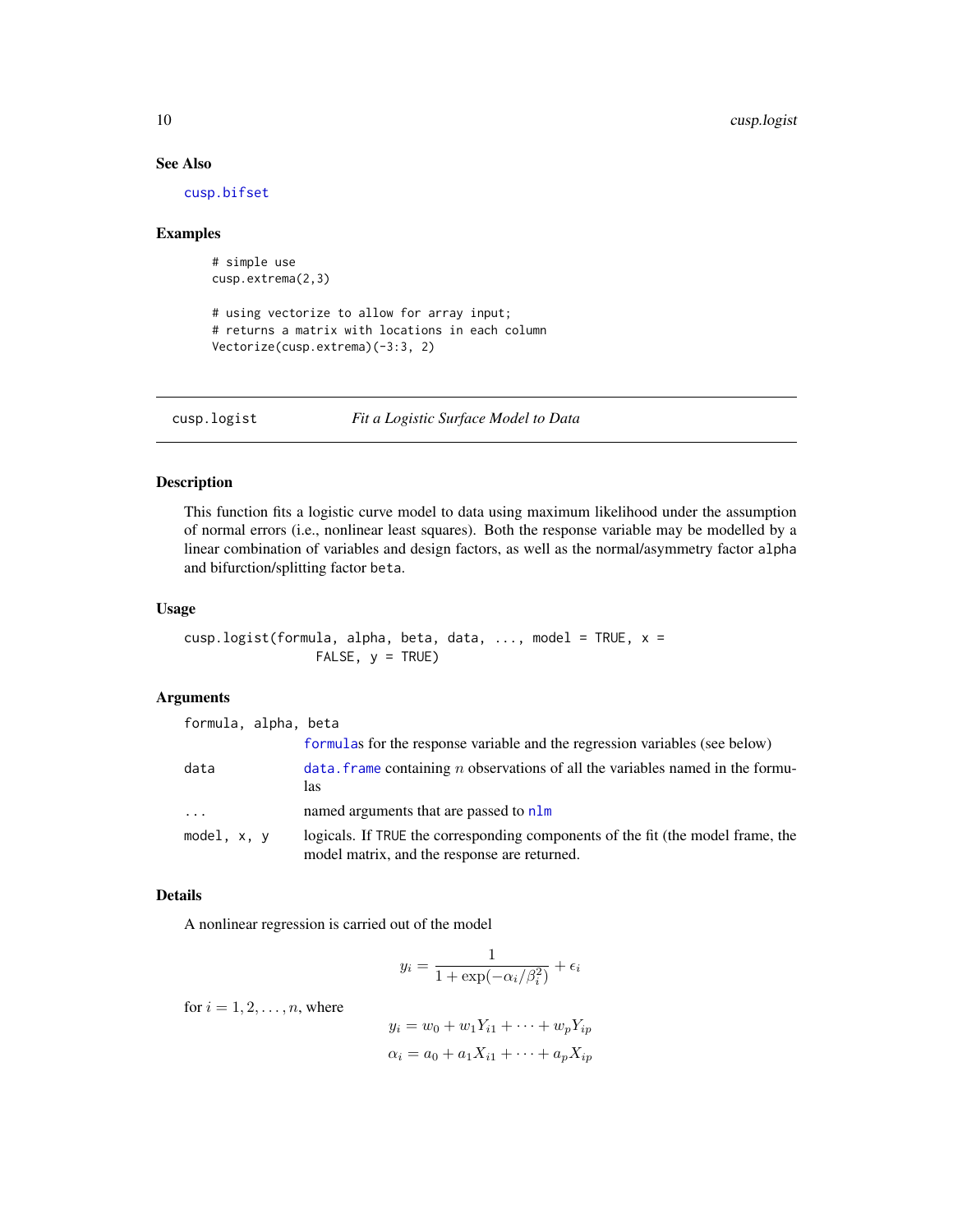### See Also

cusp.bifset

### Examples

```
# simple use
cusp.extrema(2,3)

# using vectorize to allow for array input;
# returns a matrix with locations in each column
Vectorize(cusp.extrema)(-3:3, 2)
```

---

## cusp.logist — *Fit a Logistic Surface Model to Data*

---

### Description

This function fits a logistic curve model to data using maximum likelihood under the assumption of normal errors (i.e., nonlinear least squares). Both the response variable may be modelled by a linear combination of variables and design factors, as well as the normal/asymmetry factor `alpha` and bifurction/splitting factor `beta`.

### Usage

```
cusp.logist(formula, alpha, beta, data, ..., model = TRUE, x =
            FALSE, y = TRUE)
```

### Arguments

| | |
|---|---|
| `formula, alpha, beta` | formulas for the response variable and the regression variables (see below) |
| `data` | data.frame containing $n$ observations of all the variables named in the formulas |
| `...` | named arguments that are passed to nlm |
| `model, x, y` | logicals. If TRUE the corresponding components of the fit (the model frame, the model matrix, and the response are returned. |

### Details

A nonlinear regression is carried out of the model

$$y_i = \frac{1}{1 + \exp(-\alpha_i/\beta_i^2)} + \epsilon_i$$

for $i = 1, 2, \ldots, n$, where

$$y_i = w_0 + w_1 Y_{i1} + \cdots + w_p Y_{ip}$$

$$\alpha_i = a_0 + a_1 X_{i1} + \cdots + a_p X_{ip}$$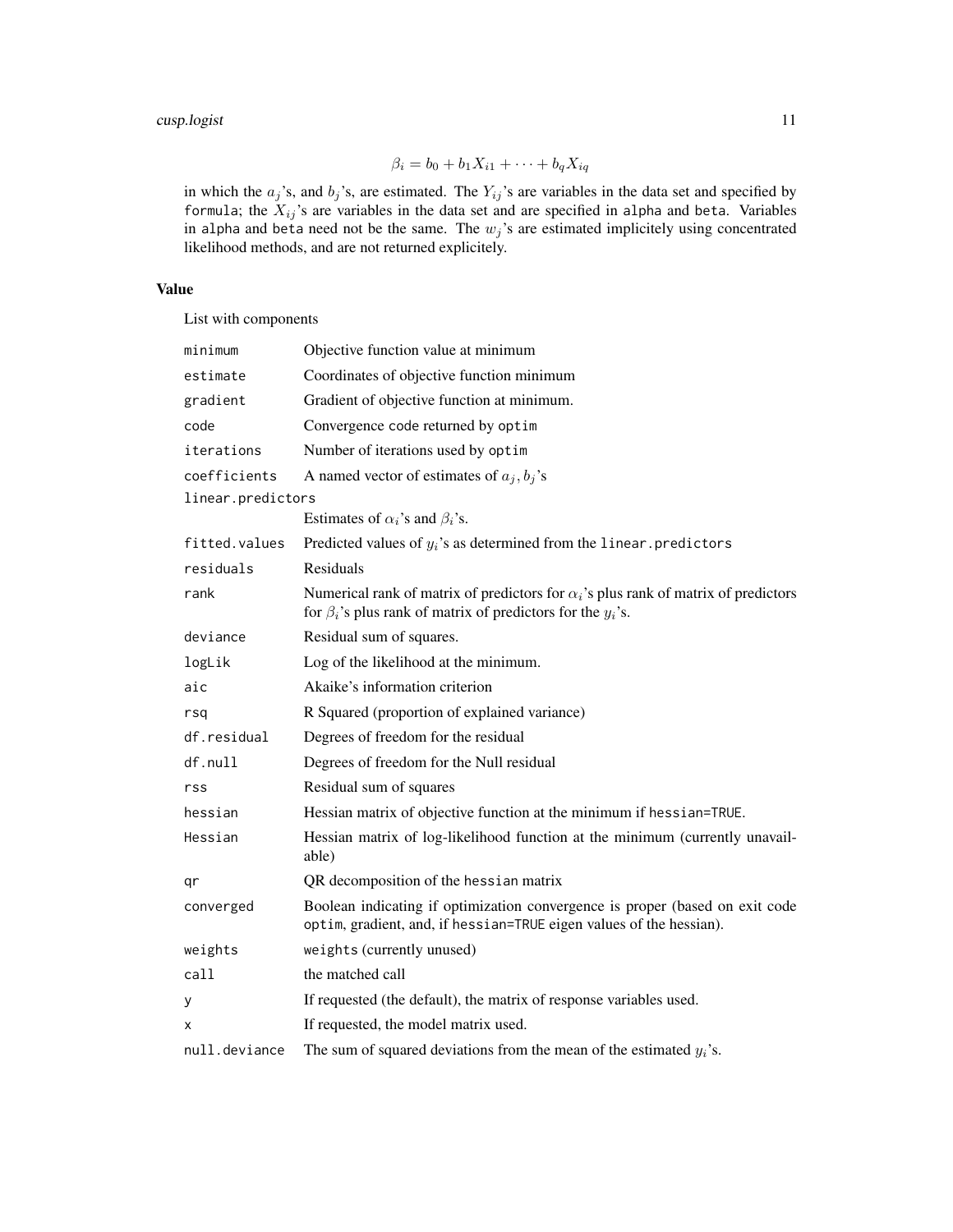$$\beta_i = b_0 + b_1 X_{i1} + \cdots + b_q X_{iq}$$

in which the $a_j$'s, and $b_j$'s, are estimated. The $Y_{ij}$'s are variables in the data set and specified by `formula`; the $X_{ij}$'s are variables in the data set and are specified in `alpha` and `beta`. Variables in `alpha` and `beta` need not be the same. The $w_j$'s are estimated implicitely using concentrated likelihood methods, and are not returned explicitely.

## Value

List with components

| | |
|---|---|
| `minimum` | Objective function value at minimum |
| `estimate` | Coordinates of objective function minimum |
| `gradient` | Gradient of objective function at minimum. |
| `code` | Convergence code returned by `optim` |
| `iterations` | Number of iterations used by `optim` |
| `coefficients` | A named vector of estimates of $a_j, b_j$'s |
| `linear.predictors` | Estimates of $\alpha_i$'s and $\beta_i$'s. |
| `fitted.values` | Predicted values of $y_i$'s as determined from the `linear.predictors` |
| `residuals` | Residuals |
| `rank` | Numerical rank of matrix of predictors for $\alpha_i$'s plus rank of matrix of predictors for $\beta_i$'s plus rank of matrix of predictors for the $y_i$'s. |
| `deviance` | Residual sum of squares. |
| `logLik` | Log of the likelihood at the minimum. |
| `aic` | Akaike's information criterion |
| `rsq` | R Squared (proportion of explained variance) |
| `df.residual` | Degrees of freedom for the residual |
| `df.null` | Degrees of freedom for the Null residual |
| `rss` | Residual sum of squares |
| `hessian` | Hessian matrix of objective function at the minimum if `hessian=TRUE`. |
| `Hessian` | Hessian matrix of log-likelihood function at the minimum (currently unavailable) |
| `qr` | QR decomposition of the `hessian` matrix |
| `converged` | Boolean indicating if optimization convergence is proper (based on exit code `optim`, gradient, and, if `hessian=TRUE` eigen values of the hessian). |
| `weights` | `weights` (currently unused) |
| `call` | the matched call |
| `y` | If requested (the default), the matrix of response variables used. |
| `x` | If requested, the model matrix used. |
| `null.deviance` | The sum of squared deviations from the mean of the estimated $y_i$'s. |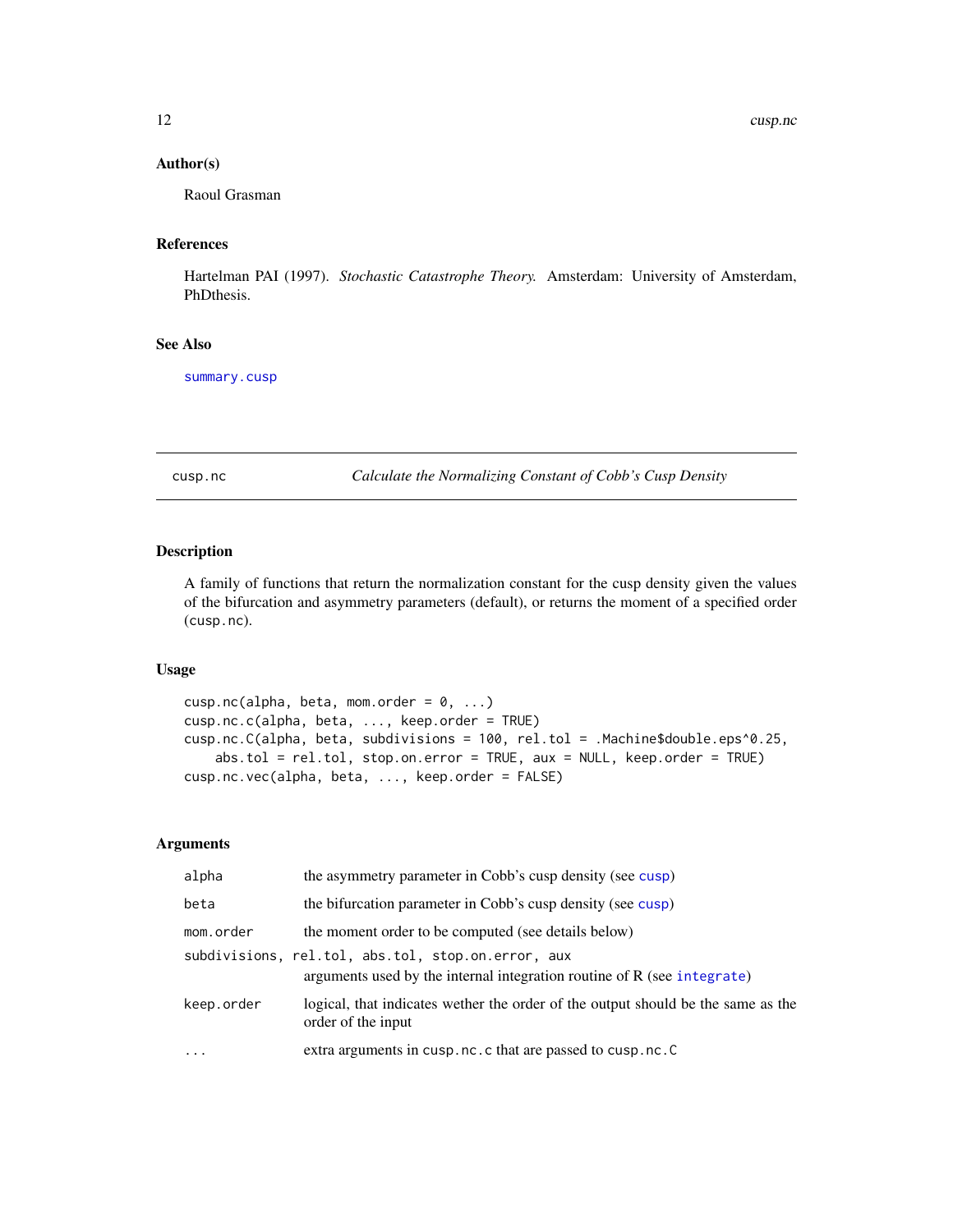## Author(s)

Raoul Grasman

## References

Hartelman PAI (1997). *Stochastic Catastrophe Theory.* Amsterdam: University of Amsterdam, PhDthesis.

## See Also

summary.cusp

---

# cusp.nc — *Calculate the Normalizing Constant of Cobb's Cusp Density*

## Description

A family of functions that return the normalization constant for the cusp density given the values of the bifurcation and asymmetry parameters (default), or returns the moment of a specified order (cusp.nc).

## Usage

```
cusp.nc(alpha, beta, mom.order = 0, ...)
cusp.nc.c(alpha, beta, ..., keep.order = TRUE)
cusp.nc.C(alpha, beta, subdivisions = 100, rel.tol = .Machine$double.eps^0.25,
    abs.tol = rel.tol, stop.on.error = TRUE, aux = NULL, keep.order = TRUE)
cusp.nc.vec(alpha, beta, ..., keep.order = FALSE)
```

## Arguments

| | |
|---|---|
| alpha | the asymmetry parameter in Cobb's cusp density (see cusp) |
| beta | the bifurcation parameter in Cobb's cusp density (see cusp) |
| mom.order | the moment order to be computed (see details below) |
| subdivisions, rel.tol, abs.tol, stop.on.error, aux | arguments used by the internal integration routine of R (see integrate) |
| keep.order | logical, that indicates wether the order of the output should be the same as the order of the input |
| ... | extra arguments in cusp.nc.c that are passed to cusp.nc.C |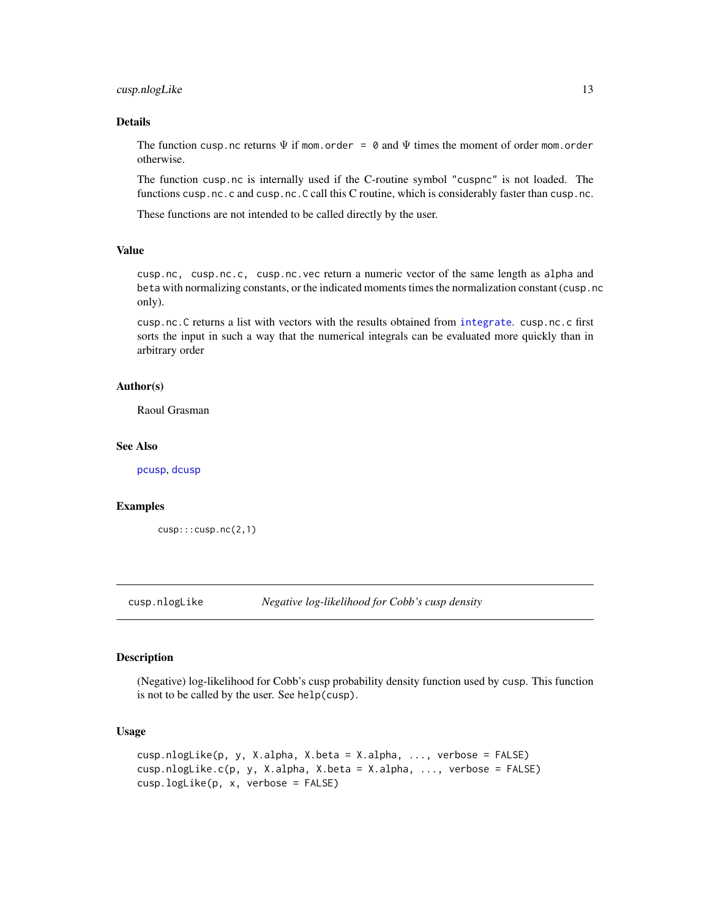### Details

The function `cusp.nc` returns $\Psi$ if `mom.order = 0` and $\Psi$ times the moment of order `mom.order` otherwise.

The function `cusp.nc` is internally used if the C-routine symbol `"cuspnc"` is not loaded. The functions `cusp.nc.c` and `cusp.nc.C` call this C routine, which is considerably faster than `cusp.nc`.

These functions are not intended to be called directly by the user.

### Value

`cusp.nc, cusp.nc.c, cusp.nc.vec` return a numeric vector of the same length as `alpha` and `beta` with normalizing constants, or the indicated moments times the normalization constant (`cusp.nc` only).

`cusp.nc.C` returns a list with vectors with the results obtained from `integrate`. `cusp.nc.c` first sorts the input in such a way that the numerical integrals can be evaluated more quickly than in arbitrary order

### Author(s)

Raoul Grasman

### See Also

`pcusp`, `dcusp`

### Examples

```
cusp:::cusp.nc(2,1)
```

---

## cusp.nlogLike — *Negative log-likelihood for Cobb's cusp density*

---

### Description

(Negative) log-likelihood for Cobb's cusp probability density function used by `cusp`. This function is not to be called by the user. See `help(cusp)`.

### Usage

```
cusp.nlogLike(p, y, X.alpha, X.beta = X.alpha, ..., verbose = FALSE)
cusp.nlogLike.c(p, y, X.alpha, X.beta = X.alpha, ..., verbose = FALSE)
cusp.logLike(p, x, verbose = FALSE)
```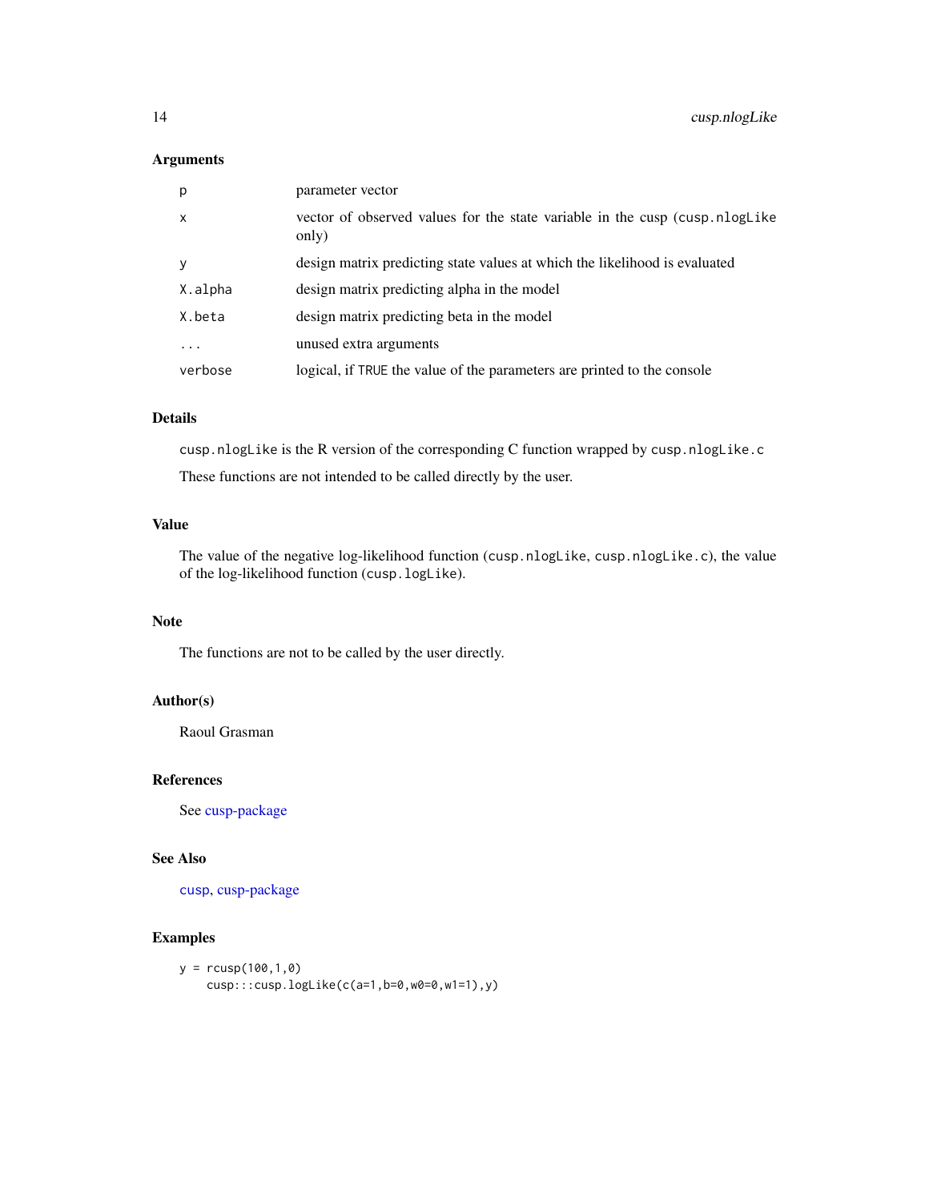### Arguments

| | |
|---|---|
| `p` | parameter vector |
| `x` | vector of observed values for the state variable in the cusp (`cusp.nlogLike` only) |
| `y` | design matrix predicting state values at which the likelihood is evaluated |
| `X.alpha` | design matrix predicting alpha in the model |
| `X.beta` | design matrix predicting beta in the model |
| `...` | unused extra arguments |
| `verbose` | logical, if `TRUE` the value of the parameters are printed to the console |

### Details

`cusp.nlogLike` is the R version of the corresponding C function wrapped by `cusp.nlogLike.c`

These functions are not intended to be called directly by the user.

### Value

The value of the negative log-likelihood function (`cusp.nlogLike`, `cusp.nlogLike.c`), the value of the log-likelihood function (`cusp.logLike`).

### Note

The functions are not to be called by the user directly.

### Author(s)

Raoul Grasman

### References

See cusp-package

### See Also

`cusp`, cusp-package

### Examples

```
y = rcusp(100,1,0)
    cusp:::cusp.logLike(c(a=1,b=0,w0=0,w1=1),y)
```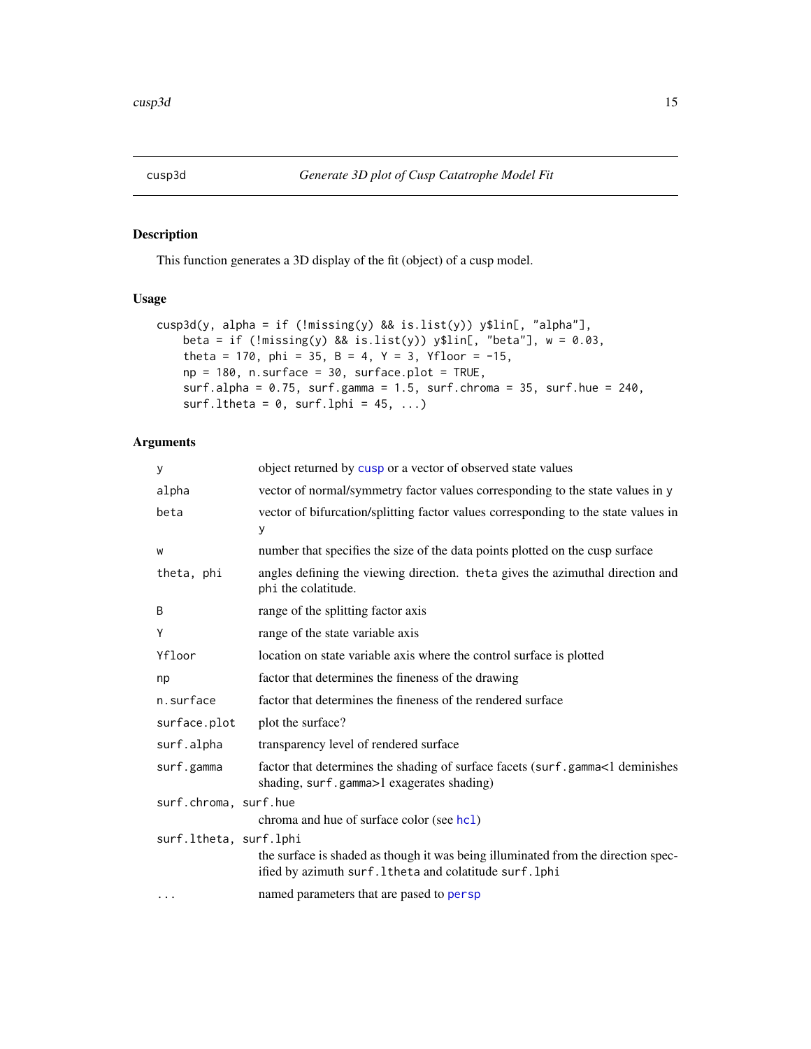# cusp3d — *Generate 3D plot of Cusp Catatrophe Model Fit*

## Description

This function generates a 3D display of the fit (object) of a cusp model.

## Usage

```
cusp3d(y, alpha = if (!missing(y) && is.list(y)) y$lin[, "alpha"],
    beta = if (!missing(y) && is.list(y)) y$lin[, "beta"], w = 0.03,
    theta = 170, phi = 35, B = 4, Y = 3, Yfloor = -15,
    np = 180, n.surface = 30, surface.plot = TRUE,
    surf.alpha = 0.75, surf.gamma = 1.5, surf.chroma = 35, surf.hue = 240,
    surf.ltheta = 0, surf.lphi = 45, ...)
```

## Arguments

| Argument | Description |
|---|---|
| `y` | object returned by `cusp` or a vector of observed state values |
| `alpha` | vector of normal/symmetry factor values corresponding to the state values in `y` |
| `beta` | vector of bifurcation/splitting factor values corresponding to the state values in `y` |
| `w` | number that specifies the size of the data points plotted on the cusp surface |
| `theta, phi` | angles defining the viewing direction. `theta` gives the azimuthal direction and `phi` the colatitude. |
| `B` | range of the splitting factor axis |
| `Y` | range of the state variable axis |
| `Yfloor` | location on state variable axis where the control surface is plotted |
| `np` | factor that determines the fineness of the drawing |
| `n.surface` | factor that determines the fineness of the rendered surface |
| `surface.plot` | plot the surface? |
| `surf.alpha` | transparency level of rendered surface |
| `surf.gamma` | factor that determines the shading of surface facets (`surf.gamma`<1 deminishes shading, `surf.gamma`>1 exagerates shading) |
| `surf.chroma, surf.hue` | chroma and hue of surface color (see `hcl`) |
| `surf.ltheta, surf.lphi` | the surface is shaded as though it was being illuminated from the direction specified by azimuth `surf.ltheta` and colatitude `surf.lphi` |
| `...` | named parameters that are pased to `persp` |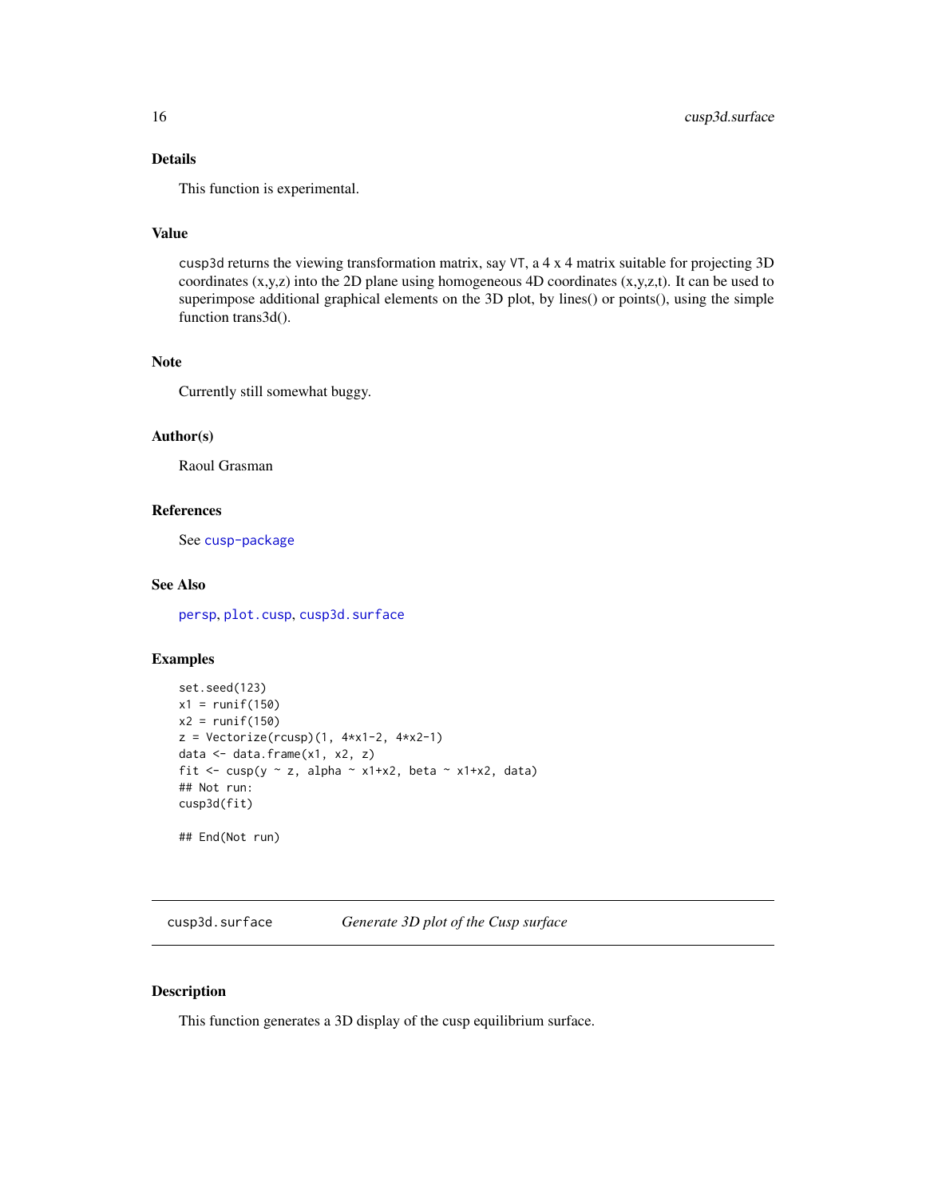### Details

This function is experimental.

### Value

`cusp3d` returns the viewing transformation matrix, say `VT`, a 4 x 4 matrix suitable for projecting 3D coordinates (x,y,z) into the 2D plane using homogeneous 4D coordinates (x,y,z,t). It can be used to superimpose additional graphical elements on the 3D plot, by lines() or points(), using the simple function trans3d().

### Note

Currently still somewhat buggy.

### Author(s)

Raoul Grasman

### References

See `cusp-package`

### See Also

`persp`, `plot.cusp`, `cusp3d.surface`

### Examples

```
set.seed(123)
x1 = runif(150)
x2 = runif(150)
z = Vectorize(rcusp)(1, 4*x1-2, 4*x2-1)
data <- data.frame(x1, x2, z)
fit <- cusp(y ~ z, alpha ~ x1+x2, beta ~ x1+x2, data)
## Not run:
cusp3d(fit)

## End(Not run)
```

---

## cusp3d.surface — *Generate 3D plot of the Cusp surface*

### Description

This function generates a 3D display of the cusp equilibrium surface.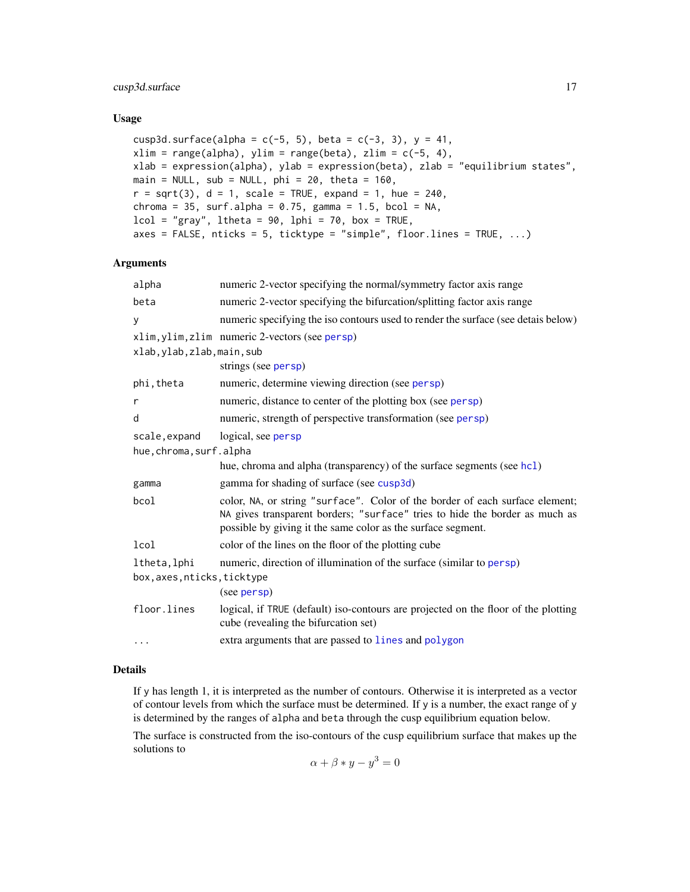## Usage

```
cusp3d.surface(alpha = c(-5, 5), beta = c(-3, 3), y = 41,
xlim = range(alpha), ylim = range(beta), zlim = c(-5, 4),
xlab = expression(alpha), ylab = expression(beta), zlab = "equilibrium states",
main = NULL, sub = NULL, phi = 20, theta = 160,
r = sqrt(3), d = 1, scale = TRUE, expand = 1, hue = 240,
chroma = 35, surf.alpha = 0.75, gamma = 1.5, bcol = NA,
lcol = "gray", ltheta = 90, lphi = 70, box = TRUE,
axes = FALSE, nticks = 5, ticktype = "simple", floor.lines = TRUE, ...)
```

## Arguments

| | |
|---|---|
| `alpha` | numeric 2-vector specifying the normal/symmetry factor axis range |
| `beta` | numeric 2-vector specifying the bifurcation/splitting factor axis range |
| `y` | numeric specifying the iso contours used to render the surface (see details below) |
| `xlim,ylim,zlim` | numeric 2-vectors (see `persp`) |
| `xlab,ylab,zlab,main,sub` | strings (see `persp`) |
| `phi,theta` | numeric, determine viewing direction (see `persp`) |
| `r` | numeric, distance to center of the plotting box (see `persp`) |
| `d` | numeric, strength of perspective transformation (see `persp`) |
| `scale,expand` | logical, see `persp` |
| `hue,chroma,surf.alpha` | hue, chroma and alpha (transparency) of the surface segments (see `hcl`) |
| `gamma` | gamma for shading of surface (see `cusp3d`) |
| `bcol` | color, `NA`, or string `"surface"`. Color of the border of each surface element; `NA` gives transparent borders; `"surface"` tries to hide the border as much as possible by giving it the same color as the surface segment. |
| `lcol` | color of the lines on the floor of the plotting cube |
| `ltheta,lphi` | numeric, direction of illumination of the surface (similar to `persp`) |
| `box,axes,nticks,ticktype` | (see `persp`) |
| `floor.lines` | logical, if `TRUE` (default) iso-contours are projected on the floor of the plotting cube (revealing the bifurcation set) |
| `...` | extra arguments that are passed to `lines` and `polygon` |

## Details

If `y` has length 1, it is interpreted as the number of contours. Otherwise it is interpreted as a vector of contour levels from which the surface must be determined. If `y` is a number, the exact range of `y` is determined by the ranges of `alpha` and `beta` through the cusp equilibrium equation below.

The surface is constructed from the iso-contours of the cusp equilibrium surface that makes up the solutions to

$$\alpha + \beta * y - y^3 = 0$$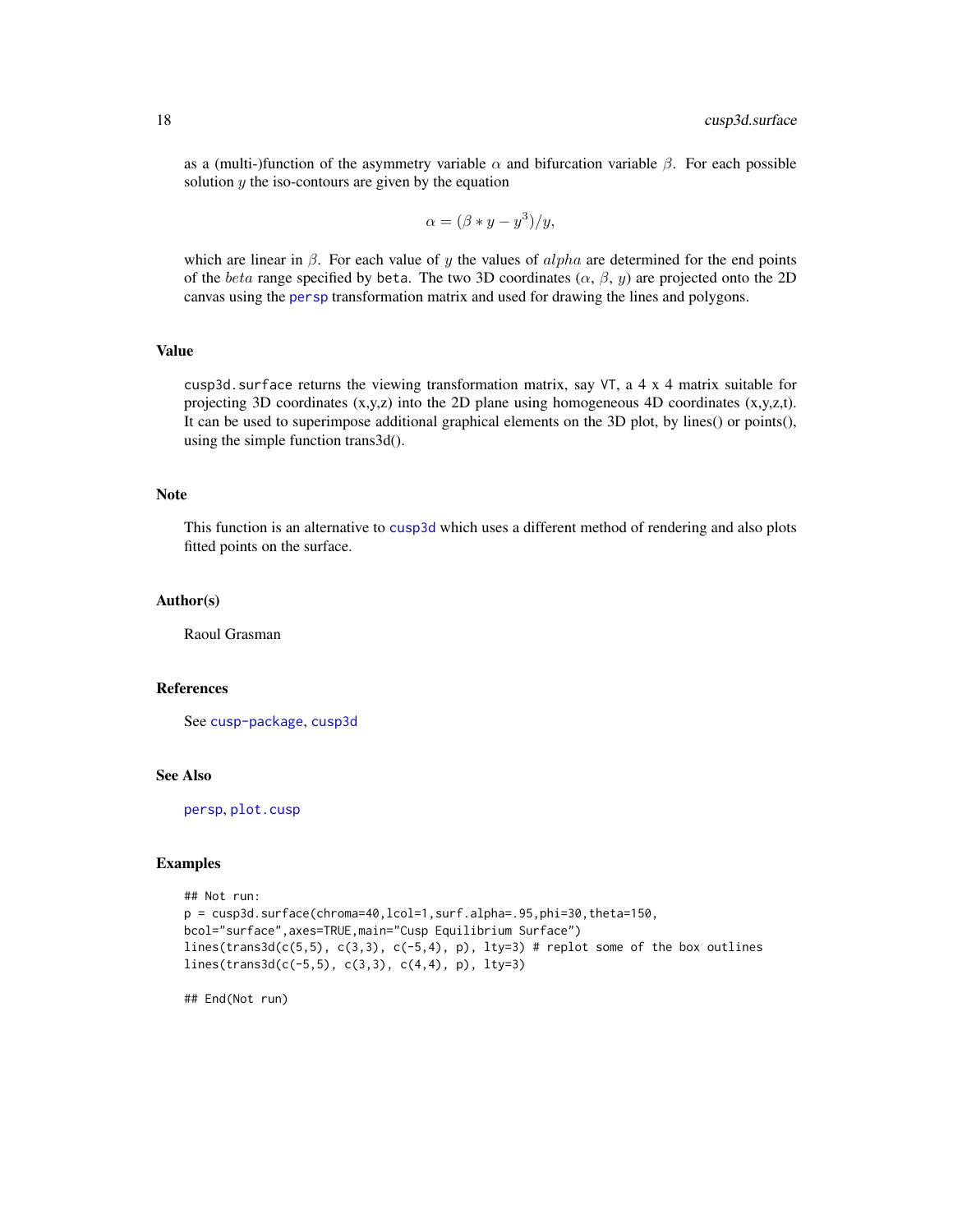as a (multi-)function of the asymmetry variable $\alpha$ and bifurcation variable $\beta$. For each possible solution $y$ the iso-contours are given by the equation

$$\alpha = (\beta * y - y^3)/y,$$

which are linear in $\beta$. For each value of $y$ the values of $alpha$ are determined for the end points of the $beta$ range specified by `beta`. The two 3D coordinates ($\alpha$, $\beta$, $y$) are projected onto the 2D canvas using the `persp` transformation matrix and used for drawing the lines and polygons.

## Value

`cusp3d.surface` returns the viewing transformation matrix, say `VT`, a 4 x 4 matrix suitable for projecting 3D coordinates (x,y,z) into the 2D plane using homogeneous 4D coordinates (x,y,z,t). It can be used to superimpose additional graphical elements on the 3D plot, by lines() or points(), using the simple function trans3d().

## Note

This function is an alternative to `cusp3d` which uses a different method of rendering and also plots fitted points on the surface.

## Author(s)

Raoul Grasman

## References

See `cusp-package`, `cusp3d`

## See Also

`persp`, `plot.cusp`

## Examples

```
## Not run:
p = cusp3d.surface(chroma=40,lcol=1,surf.alpha=.95,phi=30,theta=150,
bcol="surface",axes=TRUE,main="Cusp Equilibrium Surface")
lines(trans3d(c(5,5), c(3,3), c(-5,4), p), lty=3) # replot some of the box outlines
lines(trans3d(c(-5,5), c(3,3), c(4,4), p), lty=3)

## End(Not run)
```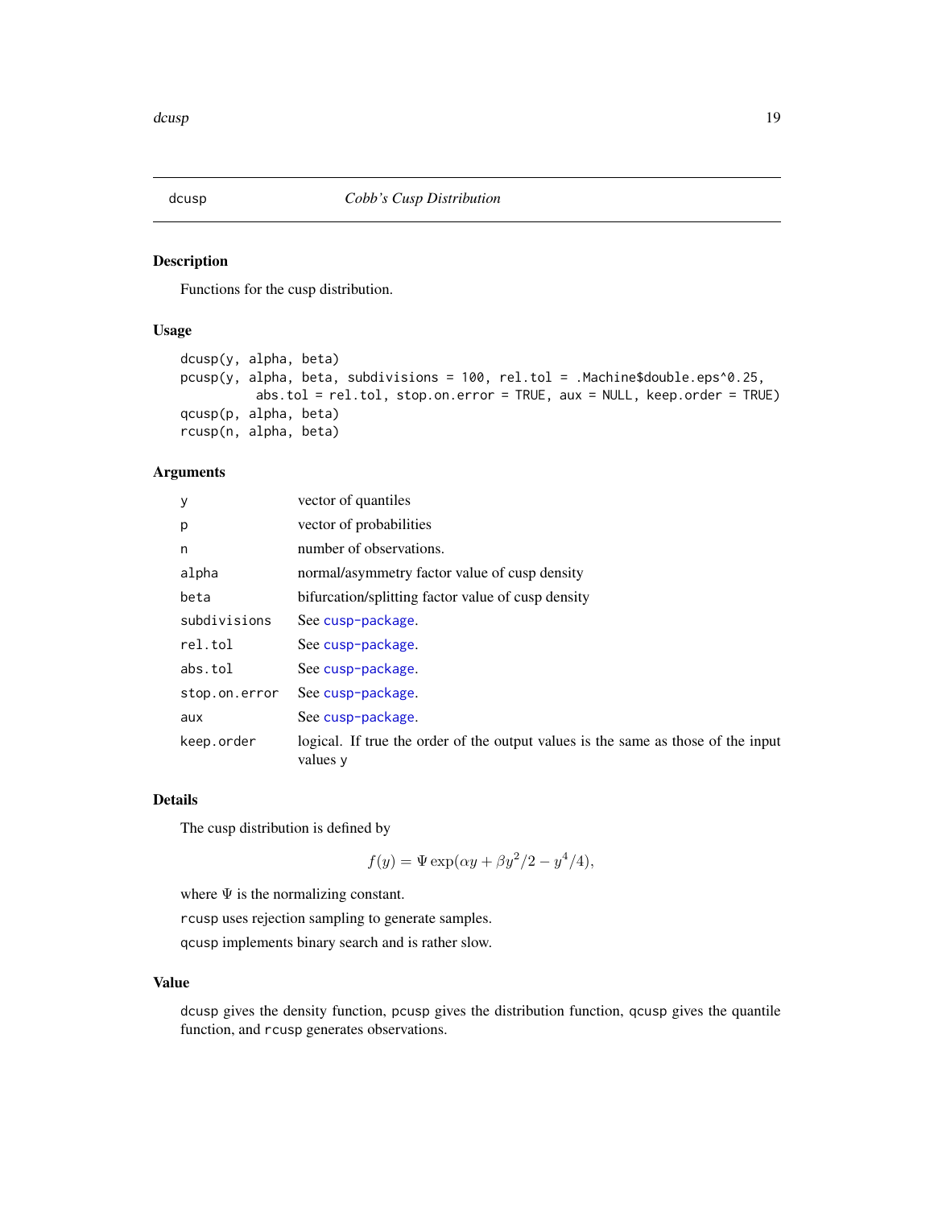# dcusp — *Cobb's Cusp Distribution*

## Description

Functions for the cusp distribution.

## Usage

```
dcusp(y, alpha, beta)
pcusp(y, alpha, beta, subdivisions = 100, rel.tol = .Machine$double.eps^0.25,
         abs.tol = rel.tol, stop.on.error = TRUE, aux = NULL, keep.order = TRUE)
qcusp(p, alpha, beta)
rcusp(n, alpha, beta)
```

## Arguments

| | |
|---|---|
| `y` | vector of quantiles |
| `p` | vector of probabilities |
| `n` | number of observations. |
| `alpha` | normal/asymmetry factor value of cusp density |
| `beta` | bifurcation/splitting factor value of cusp density |
| `subdivisions` | See cusp-package. |
| `rel.tol` | See cusp-package. |
| `abs.tol` | See cusp-package. |
| `stop.on.error` | See cusp-package. |
| `aux` | See cusp-package. |
| `keep.order` | logical. If true the order of the output values is the same as those of the input values `y` |

## Details

The cusp distribution is defined by

$$f(y) = \Psi \exp(\alpha y + \beta y^2/2 - y^4/4),$$

where $\Psi$ is the normalizing constant.

`rcusp` uses rejection sampling to generate samples.

`qcusp` implements binary search and is rather slow.

## Value

`dcusp` gives the density function, `pcusp` gives the distribution function, `qcusp` gives the quantile function, and `rcusp` generates observations.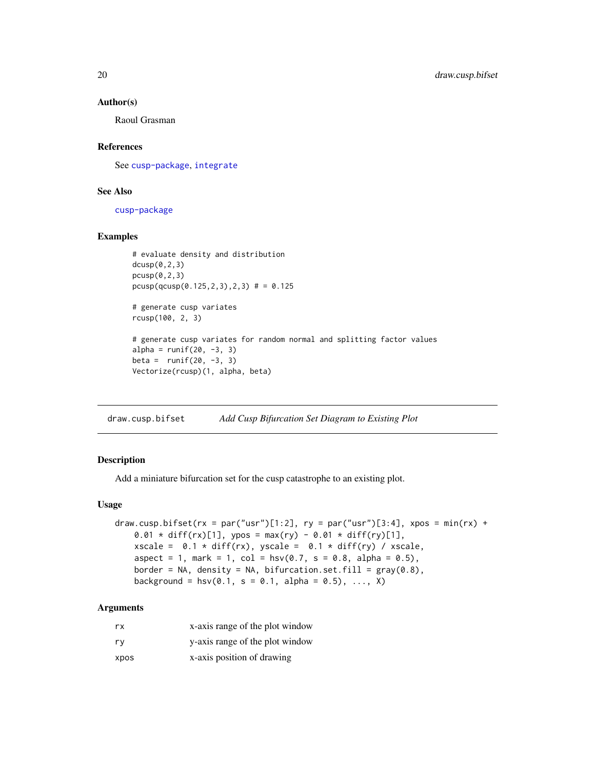## Author(s)

Raoul Grasman

## References

See cusp-package, integrate

## See Also

cusp-package

## Examples

```
# evaluate density and distribution
dcusp(0,2,3)
pcusp(0,2,3)
pcusp(qcusp(0.125,2,3),2,3) # = 0.125

# generate cusp variates
rcusp(100, 2, 3)

# generate cusp variates for random normal and splitting factor values
alpha = runif(20, -3, 3)
beta =  runif(20, -3, 3)
Vectorize(rcusp)(1, alpha, beta)
```

---

# draw.cusp.bifset    *Add Cusp Bifurcation Set Diagram to Existing Plot*

## Description

Add a miniature bifurcation set for the cusp catastrophe to an existing plot.

## Usage

```
draw.cusp.bifset(rx = par("usr")[1:2], ry = par("usr")[3:4], xpos = min(rx) +
    0.01 * diff(rx)[1], ypos = max(ry) - 0.01 * diff(ry)[1],
    xscale =  0.1 * diff(rx), yscale =  0.1 * diff(ry) / xscale,
    aspect = 1, mark = 1, col = hsv(0.7, s = 0.8, alpha = 0.5),
    border = NA, density = NA, bifurcation.set.fill = gray(0.8),
    background = hsv(0.1, s = 0.1, alpha = 0.5), ..., X)
```

## Arguments

| | |
|---|---|
| rx | x-axis range of the plot window |
| ry | y-axis range of the plot window |
| xpos | x-axis position of drawing |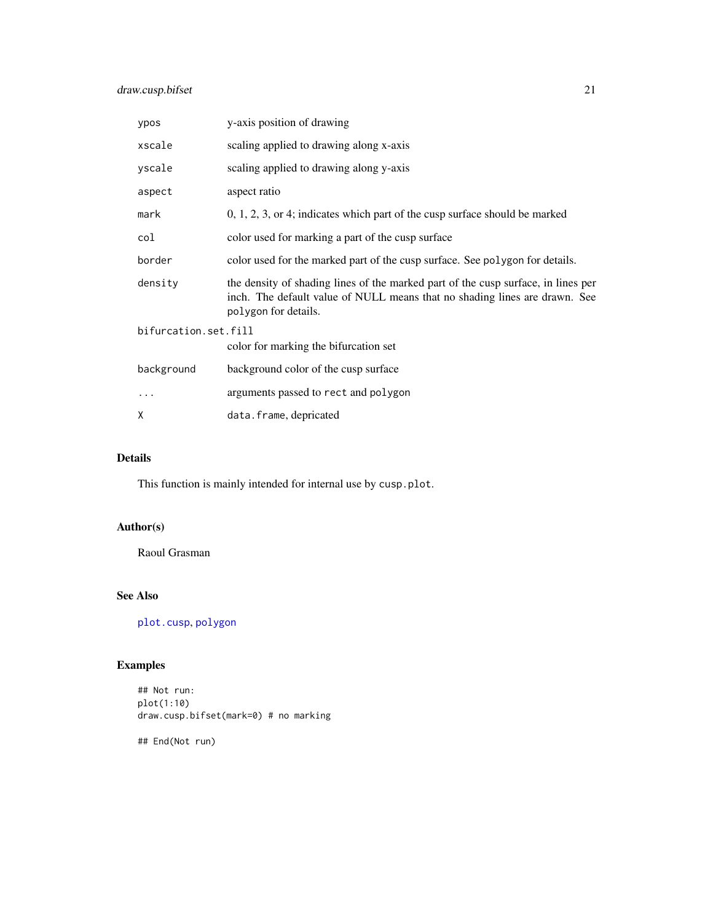| | |
|---|---|
| ypos | y-axis position of drawing |
| xscale | scaling applied to drawing along x-axis |
| yscale | scaling applied to drawing along y-axis |
| aspect | aspect ratio |
| mark | 0, 1, 2, 3, or 4; indicates which part of the cusp surface should be marked |
| col | color used for marking a part of the cusp surface |
| border | color used for the marked part of the cusp surface. See polygon for details. |
| density | the density of shading lines of the marked part of the cusp surface, in lines per inch. The default value of NULL means that no shading lines are drawn. See polygon for details. |
| bifurcation.set.fill | color for marking the bifurcation set |
| background | background color of the cusp surface |
| ... | arguments passed to rect and polygon |
| X | data.frame, depricated |

## Details

This function is mainly intended for internal use by cusp.plot.

## Author(s)

Raoul Grasman

## See Also

plot.cusp, polygon

## Examples

```
## Not run:
plot(1:10)
draw.cusp.bifset(mark=0) # no marking

## End(Not run)
```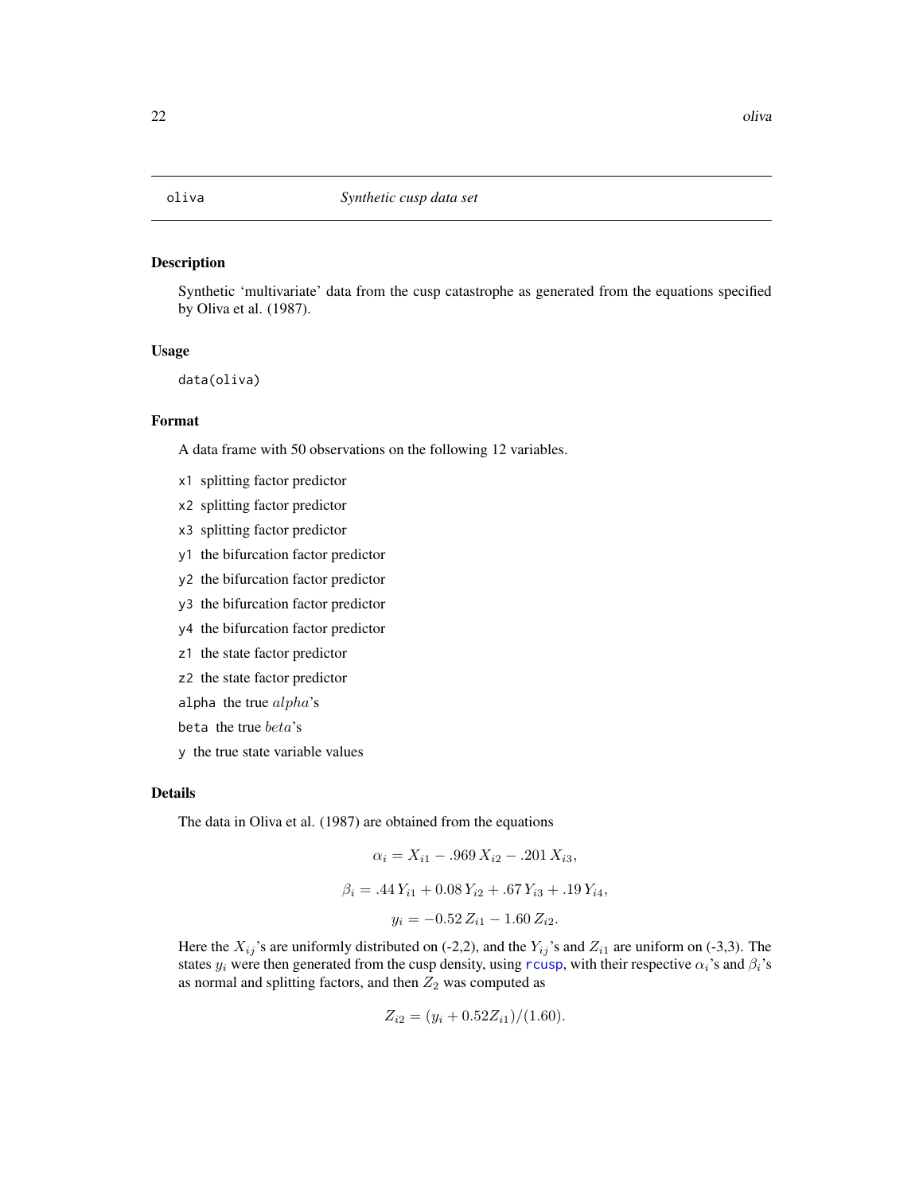## oliva — *Synthetic cusp data set*

### Description

Synthetic 'multivariate' data from the cusp catastrophe as generated from the equations specified by Oliva et al. (1987).

### Usage

```
data(oliva)
```

### Format

A data frame with 50 observations on the following 12 variables.

- `x1` splitting factor predictor
- `x2` splitting factor predictor
- `x3` splitting factor predictor
- `y1` the bifurcation factor predictor
- `y2` the bifurcation factor predictor
- `y3` the bifurcation factor predictor
- `y4` the bifurcation factor predictor
- `z1` the state factor predictor
- `z2` the state factor predictor
- `alpha` the true $alpha$'s
- `beta` the true $beta$'s
- `y` the true state variable values

### Details

The data in Oliva et al. (1987) are obtained from the equations

$$\alpha_i = X_{i1} - .969\,X_{i2} - .201\,X_{i3},$$

$$\beta_i = .44\,Y_{i1} + 0.08\,Y_{i2} + .67\,Y_{i3} + .19\,Y_{i4},$$

$$y_i = -0.52\,Z_{i1} - 1.60\,Z_{i2}.$$

Here the $X_{ij}$'s are uniformly distributed on (-2,2), and the $Y_{ij}$'s and $Z_{i1}$ are uniform on (-3,3). The states $y_i$ were then generated from the cusp density, using `rcusp`, with their respective $\alpha_i$'s and $\beta_i$'s as normal and splitting factors, and then $Z_2$ was computed as

$$Z_{i2} = (y_i + 0.52Z_{i1})/(1.60).$$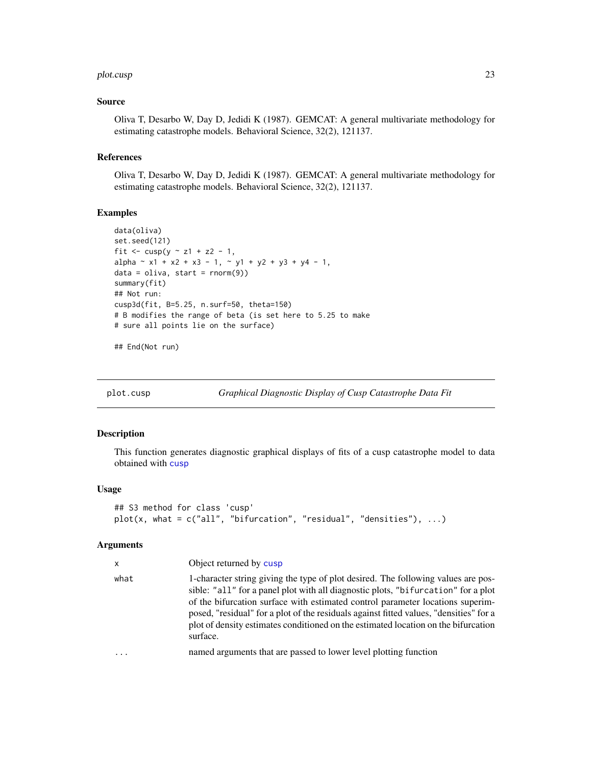### Source

Oliva T, Desarbo W, Day D, Jedidi K (1987). GEMCAT: A general multivariate methodology for estimating catastrophe models. Behavioral Science, 32(2), 121137.

### References

Oliva T, Desarbo W, Day D, Jedidi K (1987). GEMCAT: A general multivariate methodology for estimating catastrophe models. Behavioral Science, 32(2), 121137.

### Examples

```
data(oliva)
set.seed(121)
fit <- cusp(y ~ z1 + z2 - 1,
alpha ~ x1 + x2 + x3 - 1, ~ y1 + y2 + y3 + y4 - 1,
data = oliva, start = rnorm(9))
summary(fit)
## Not run:
cusp3d(fit, B=5.25, n.surf=50, theta=150)
# B modifies the range of beta (is set here to 5.25 to make
# sure all points lie on the surface)

## End(Not run)
```

---

## plot.cusp — *Graphical Diagnostic Display of Cusp Catastrophe Data Fit*

### Description

This function generates diagnostic graphical displays of fits of a cusp catastrophe model to data obtained with `cusp`

### Usage

```
## S3 method for class 'cusp'
plot(x, what = c("all", "bifurcation", "residual", "densities"), ...)
```

### Arguments

| | |
|---|---|
| `x` | Object returned by `cusp` |
| `what` | 1-character string giving the type of plot desired. The following values are possible: `"all"` for a panel plot with all diagnostic plots, `"bifurcation"` for a plot of the bifurcation surface with estimated control parameter locations superimposed, "residual" for a plot of the residuals against fitted values, "densities" for a plot of density estimates conditioned on the estimated location on the bifurcation surface. |
| `...` | named arguments that are passed to lower level plotting function |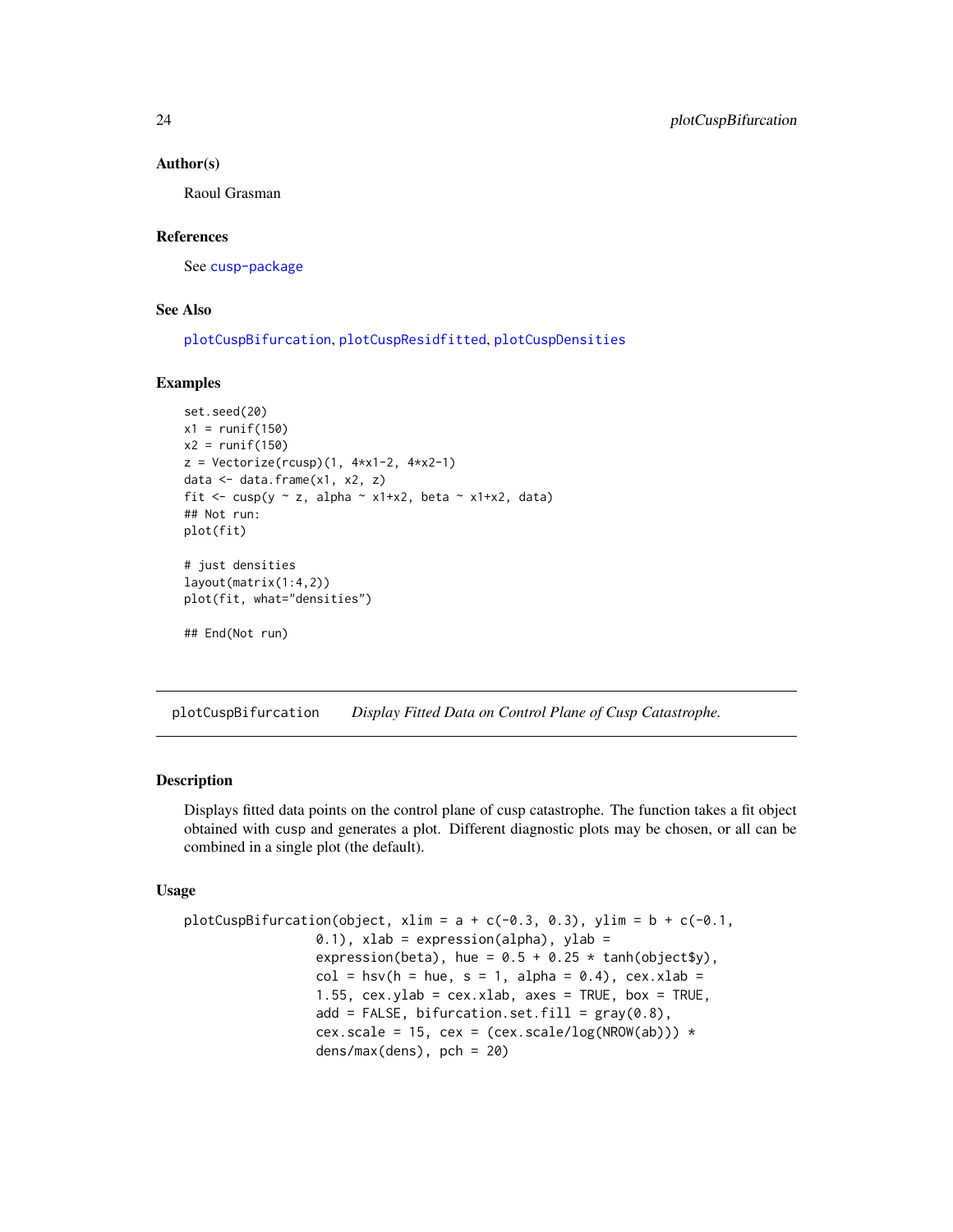### Author(s)

Raoul Grasman

### References

See cusp-package

### See Also

plotCuspBifurcation, plotCuspResidfitted, plotCuspDensities

### Examples

```
set.seed(20)
x1 = runif(150)
x2 = runif(150)
z = Vectorize(rcusp)(1, 4*x1-2, 4*x2-1)
data <- data.frame(x1, x2, z)
fit <- cusp(y ~ z, alpha ~ x1+x2, beta ~ x1+x2, data)
## Not run:
plot(fit)

# just densities
layout(matrix(1:4,2))
plot(fit, what="densities")

## End(Not run)
```

---

## plotCuspBifurcation &nbsp;&nbsp;&nbsp; *Display Fitted Data on Control Plane of Cusp Catastrophe.*

---

### Description

Displays fitted data points on the control plane of cusp catastrophe. The function takes a fit object obtained with cusp and generates a plot. Different diagnostic plots may be chosen, or all can be combined in a single plot (the default).

### Usage

```
plotCuspBifurcation(object, xlim = a + c(-0.3, 0.3), ylim = b + c(-0.1,
                0.1), xlab = expression(alpha), ylab =
                expression(beta), hue = 0.5 + 0.25 * tanh(object$y),
                col = hsv(h = hue, s = 1, alpha = 0.4), cex.xlab =
                1.55, cex.ylab = cex.xlab, axes = TRUE, box = TRUE,
                add = FALSE, bifurcation.set.fill = gray(0.8),
                cex.scale = 15, cex = (cex.scale/log(NROW(ab))) *
                dens/max(dens), pch = 20)
```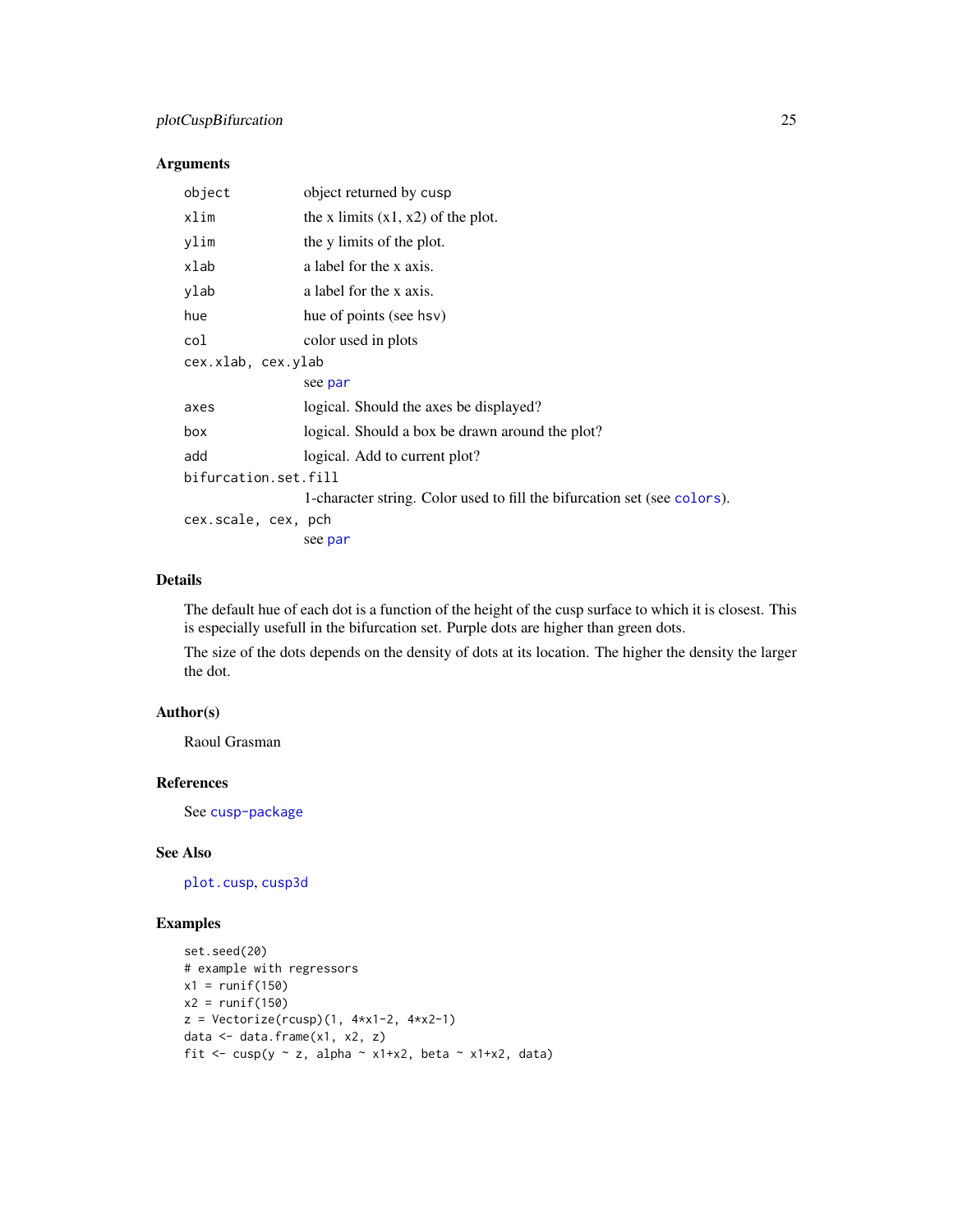### Arguments

| | |
|---|---|
| object | object returned by cusp |
| xlim | the x limits (x1, x2) of the plot. |
| ylim | the y limits of the plot. |
| xlab | a label for the x axis. |
| ylab | a label for the x axis. |
| hue | hue of points (see hsv) |
| col | color used in plots |
| cex.xlab, cex.ylab | see par |
| axes | logical. Should the axes be displayed? |
| box | logical. Should a box be drawn around the plot? |
| add | logical. Add to current plot? |
| bifurcation.set.fill | 1-character string. Color used to fill the bifurcation set (see colors). |
| cex.scale, cex, pch | see par |

### Details

The default hue of each dot is a function of the height of the cusp surface to which it is closest. This is especially usefull in the bifurcation set. Purple dots are higher than green dots.

The size of the dots depends on the density of dots at its location. The higher the density the larger the dot.

### Author(s)

Raoul Grasman

### References

See cusp-package

### See Also

plot.cusp, cusp3d

### Examples

```
set.seed(20)
# example with regressors
x1 = runif(150)
x2 = runif(150)
z = Vectorize(rcusp)(1, 4*x1-2, 4*x2-1)
data <- data.frame(x1, x2, z)
fit <- cusp(y ~ z, alpha ~ x1+x2, beta ~ x1+x2, data)
```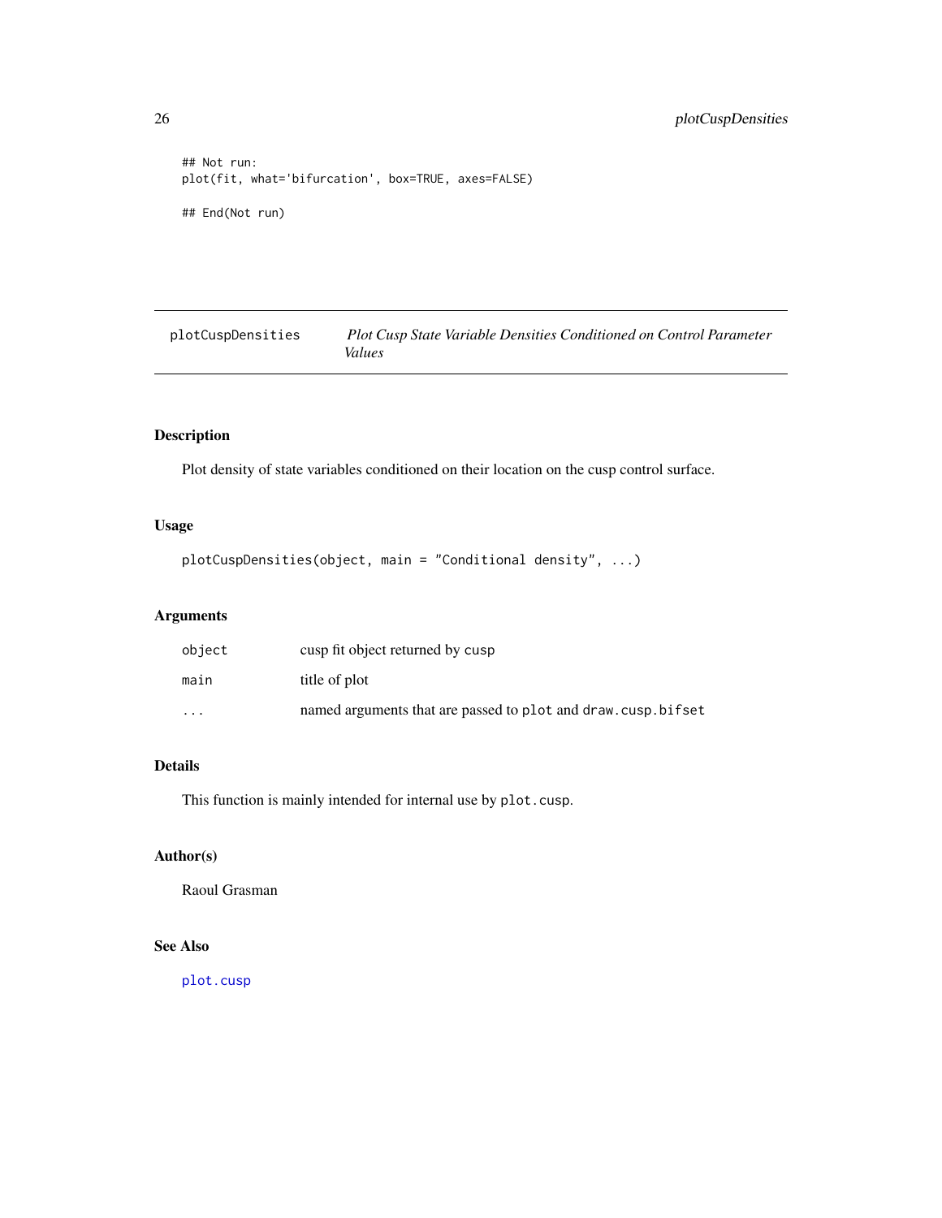```
## Not run:
plot(fit, what='bifurcation', box=TRUE, axes=FALSE)

## End(Not run)
```

## plotCuspDensities — *Plot Cusp State Variable Densities Conditioned on Control Parameter Values*

### Description

Plot density of state variables conditioned on their location on the cusp control surface.

### Usage

```
plotCuspDensities(object, main = "Conditional density", ...)
```

### Arguments

| | |
|---|---|
| `object` | cusp fit object returned by `cusp` |
| `main` | title of plot |
| `...` | named arguments that are passed to `plot` and `draw.cusp.bifset` |

### Details

This function is mainly intended for internal use by `plot.cusp`.

### Author(s)

Raoul Grasman

### See Also

`plot.cusp`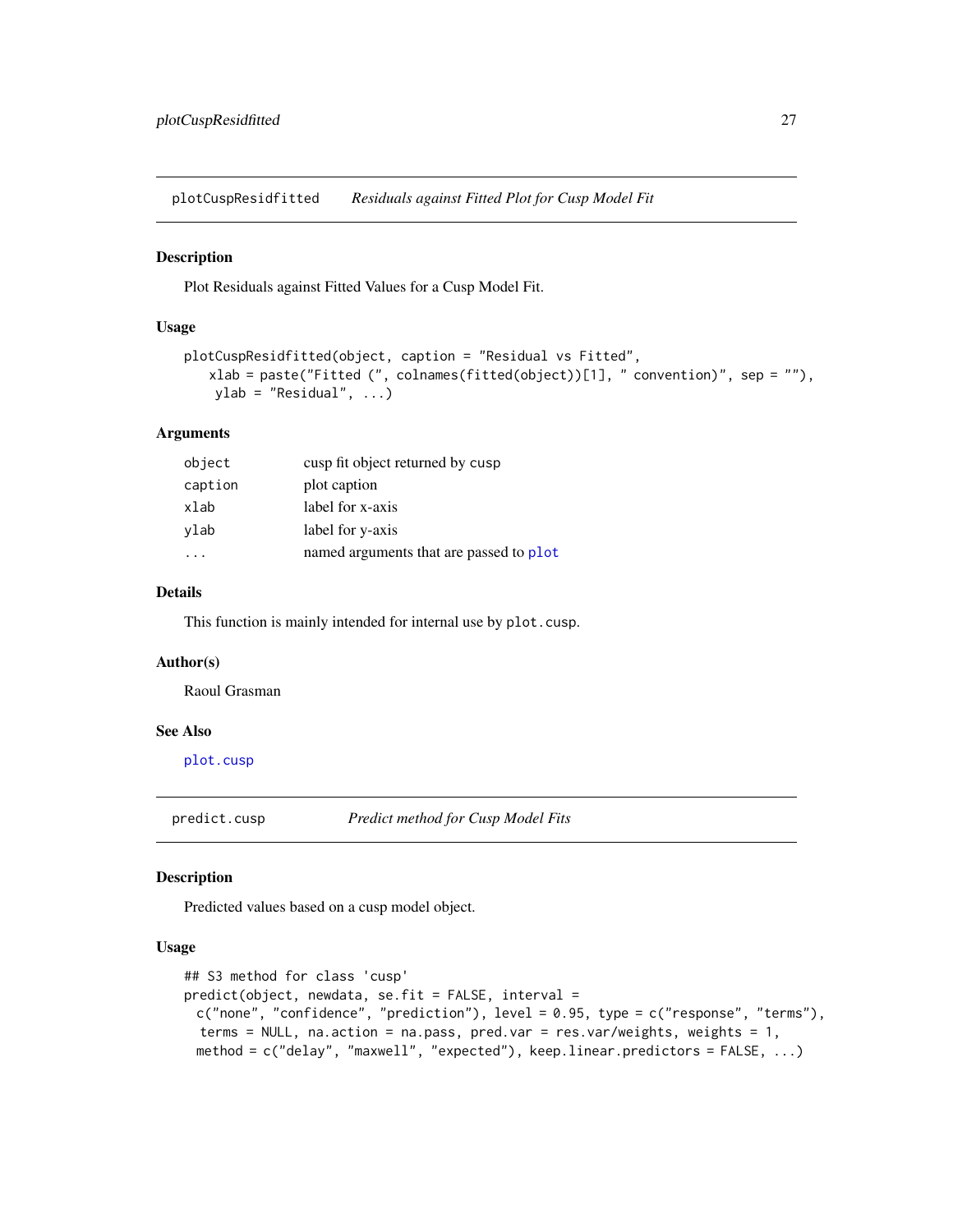## plotCuspResidfitted *Residuals against Fitted Plot for Cusp Model Fit*

### Description

Plot Residuals against Fitted Values for a Cusp Model Fit.

### Usage

```
plotCuspResidfitted(object, caption = "Residual vs Fitted",
    xlab = paste("Fitted (", colnames(fitted(object))[1], " convention)", sep = ""),
     ylab = "Residual", ...)
```

### Arguments

| | |
|---|---|
| `object` | cusp fit object returned by cusp |
| `caption` | plot caption |
| `xlab` | label for x-axis |
| `ylab` | label for y-axis |
| `...` | named arguments that are passed to `plot` |

### Details

This function is mainly intended for internal use by `plot.cusp`.

### Author(s)

Raoul Grasman

### See Also

`plot.cusp`

## predict.cusp *Predict method for Cusp Model Fits*

### Description

Predicted values based on a cusp model object.

### Usage

```
## S3 method for class 'cusp'
predict(object, newdata, se.fit = FALSE, interval =
  c("none", "confidence", "prediction"), level = 0.95, type = c("response", "terms"),
   terms = NULL, na.action = na.pass, pred.var = res.var/weights, weights = 1,
  method = c("delay", "maxwell", "expected"), keep.linear.predictors = FALSE, ...)
```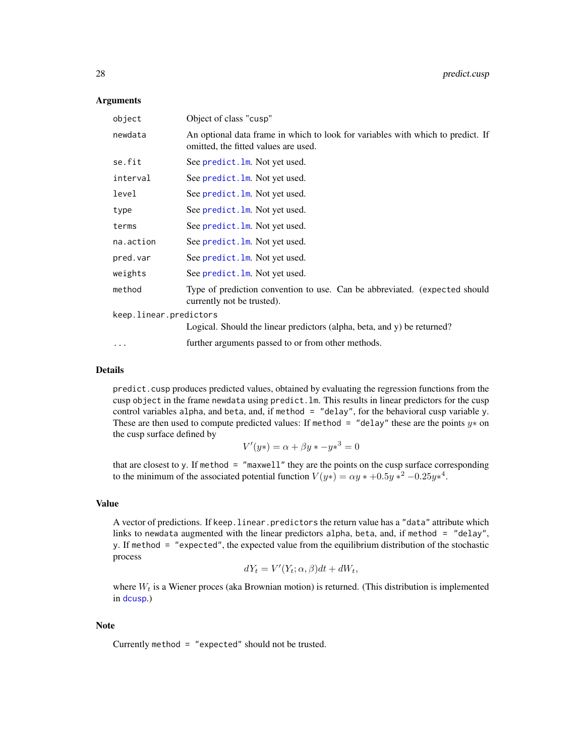## Arguments

| | |
|---|---|
| `object` | Object of class "cusp" |
| `newdata` | An optional data frame in which to look for variables with which to predict. If omitted, the fitted values are used. |
| `se.fit` | See predict.lm. Not yet used. |
| `interval` | See predict.lm. Not yet used. |
| `level` | See predict.lm. Not yet used. |
| `type` | See predict.lm. Not yet used. |
| `terms` | See predict.lm. Not yet used. |
| `na.action` | See predict.lm. Not yet used. |
| `pred.var` | See predict.lm. Not yet used. |
| `weights` | See predict.lm. Not yet used. |
| `method` | Type of prediction convention to use. Can be abbreviated. (expected should currently not be trusted). |
| `keep.linear.predictors` | Logical. Should the linear predictors (alpha, beta, and y) be returned? |
| `...` | further arguments passed to or from other methods. |

## Details

`predict.cusp` produces predicted values, obtained by evaluating the regression functions from the cusp `object` in the frame `newdata` using `predict.lm`. This results in linear predictors for the cusp control variables `alpha`, and `beta`, and, if `method = "delay"`, for the behavioral cusp variable `y`. These are then used to compute predicted values: If `method = "delay"` these are the points $y*$ on the cusp surface defined by

$$V'(y*) = \alpha + \beta y * -y*^3 = 0$$

that are closest to `y`. If `method = "maxwell"` they are the points on the cusp surface corresponding to the minimum of the associated potential function $V(y*) = \alpha y * +0.5y *^2 -0.25y*^4$.

## Value

A vector of predictions. If `keep.linear.predictors` the return value has a `"data"` attribute which links to `newdata` augmented with the linear predictors `alpha`, `beta`, and, if `method = "delay"`, `y`. If `method = "expected"`, the expected value from the equilibrium distribution of the stochastic process

$$dY_t = V'(Y_t; \alpha, \beta)dt + dW_t,$$

where $W_t$ is a Wiener proces (aka Brownian motion) is returned. (This distribution is implemented in dcusp.)

## Note

Currently `method = "expected"` should not be trusted.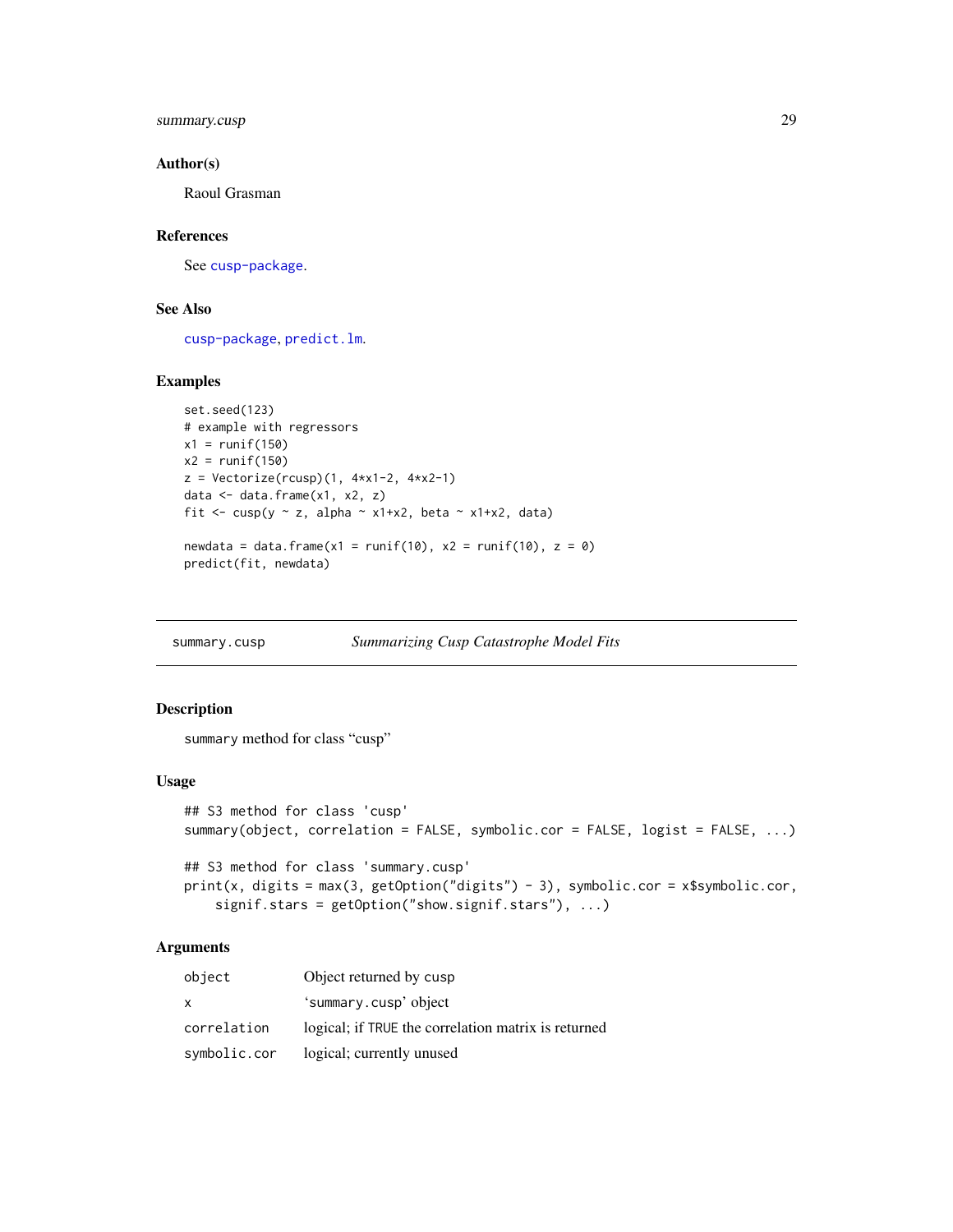## Author(s)

Raoul Grasman

## References

See cusp-package.

## See Also

cusp-package, predict.lm.

## Examples

```
set.seed(123)
# example with regressors
x1 = runif(150)
x2 = runif(150)
z = Vectorize(rcusp)(1, 4*x1-2, 4*x2-1)
data <- data.frame(x1, x2, z)
fit <- cusp(y ~ z, alpha ~ x1+x2, beta ~ x1+x2, data)

newdata = data.frame(x1 = runif(10), x2 = runif(10), z = 0)
predict(fit, newdata)
```

---

# summary.cusp *Summarizing Cusp Catastrophe Model Fits*

## Description

summary method for class "cusp"

## Usage

```
## S3 method for class 'cusp'
summary(object, correlation = FALSE, symbolic.cor = FALSE, logist = FALSE, ...)

## S3 method for class 'summary.cusp'
print(x, digits = max(3, getOption("digits") - 3), symbolic.cor = x$symbolic.cor,
    signif.stars = getOption("show.signif.stars"), ...)
```

## Arguments

| | |
|---|---|
| `object` | Object returned by cusp |
| `x` | 'summary.cusp' object |
| `correlation` | logical; if TRUE the correlation matrix is returned |
| `symbolic.cor` | logical; currently unused |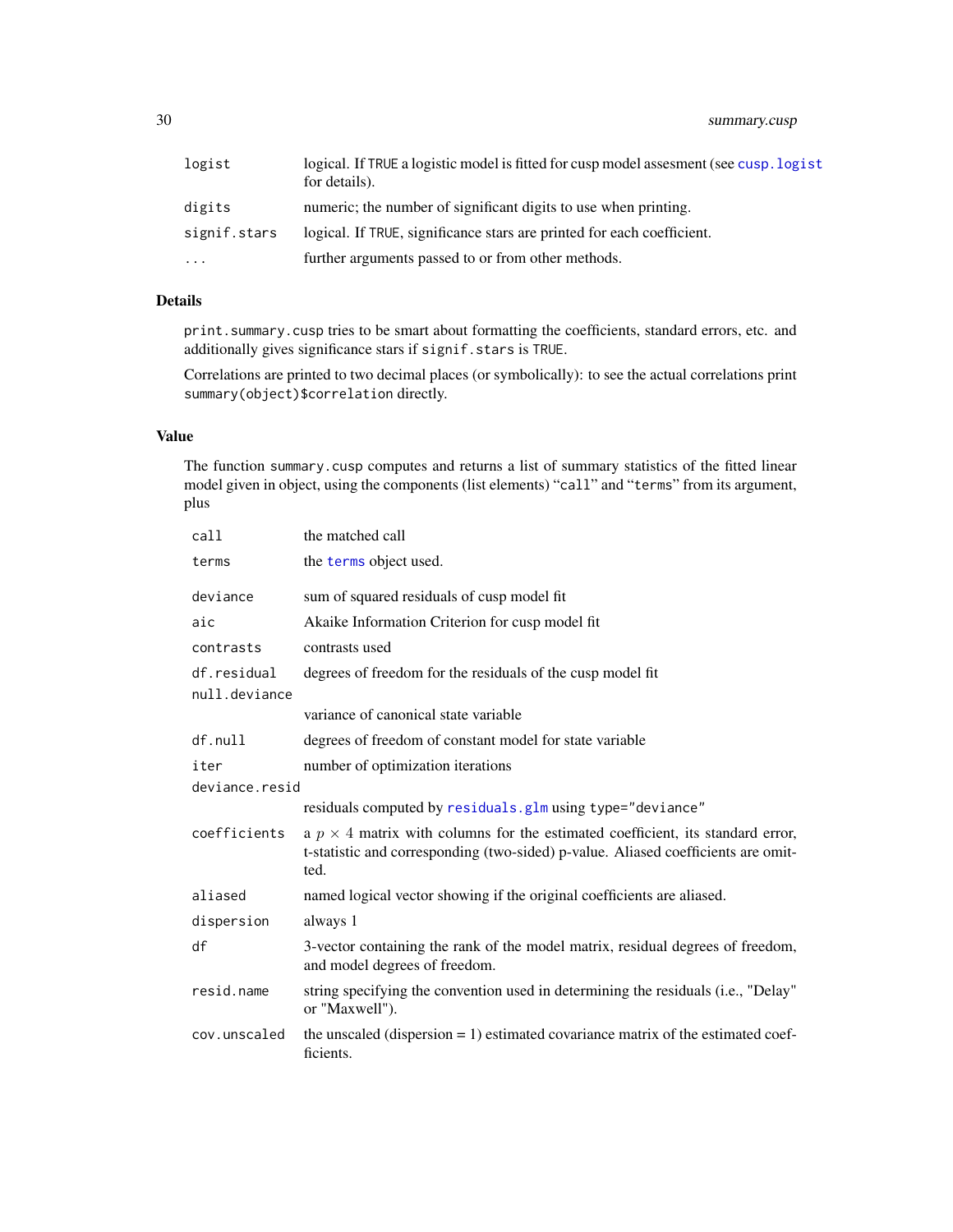| | |
|---|---|
| `logist` | logical. If `TRUE` a logistic model is fitted for cusp model assesment (see `cusp.logist` for details). |
| `digits` | numeric; the number of significant digits to use when printing. |
| `signif.stars` | logical. If `TRUE`, significance stars are printed for each coefficient. |
| `...` | further arguments passed to or from other methods. |

## Details

`print.summary.cusp` tries to be smart about formatting the coefficients, standard errors, etc. and additionally gives significance stars if `signif.stars` is `TRUE`.

Correlations are printed to two decimal places (or symbolically): to see the actual correlations print `summary(object)$correlation` directly.

## Value

The function `summary.cusp` computes and returns a list of summary statistics of the fitted linear model given in object, using the components (list elements) "`call`" and "`terms`" from its argument, plus

| | |
|---|---|
| `call` | the matched call |
| `terms` | the `terms` object used. |
| `deviance` | sum of squared residuals of cusp model fit |
| `aic` | Akaike Information Criterion for cusp model fit |
| `contrasts` | contrasts used |
| `df.residual` | degrees of freedom for the residuals of the cusp model fit |
| `null.deviance` | variance of canonical state variable |
| `df.null` | degrees of freedom of constant model for state variable |
| `iter` | number of optimization iterations |
| `deviance.resid` | residuals computed by `residuals.glm` using `type="deviance"` |
| `coefficients` | a $p \times 4$ matrix with columns for the estimated coefficient, its standard error, t-statistic and corresponding (two-sided) p-value. Aliased coefficients are omitted. |
| `aliased` | named logical vector showing if the original coefficients are aliased. |
| `dispersion` | always 1 |
| `df` | 3-vector containing the rank of the model matrix, residual degrees of freedom, and model degrees of freedom. |
| `resid.name` | string specifying the convention used in determining the residuals (i.e., "Delay" or "Maxwell"). |
| `cov.unscaled` | the unscaled (dispersion = 1) estimated covariance matrix of the estimated coefficients. |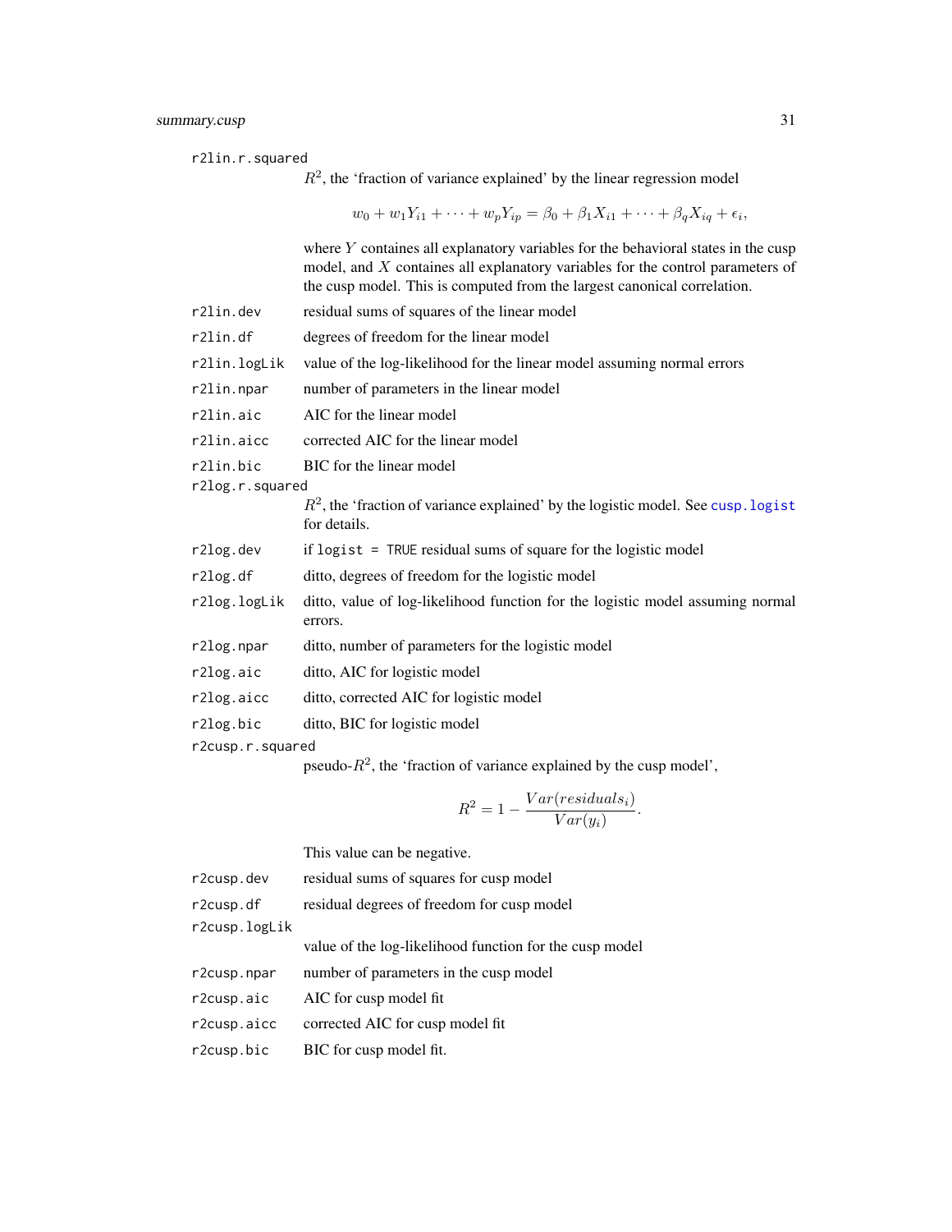`r2lin.r.squared`
: $R^2$, the 'fraction of variance explained' by the linear regression model

$$w_0 + w_1 Y_{i1} + \cdots + w_p Y_{ip} = \beta_0 + \beta_1 X_{i1} + \cdots + \beta_q X_{iq} + \epsilon_i,$$

where $Y$ containes all explanatory variables for the behavioral states in the cusp model, and $X$ containes all explanatory variables for the control parameters of the cusp model. This is computed from the largest canonical correlation.

`r2lin.dev`
: residual sums of squares of the linear model

`r2lin.df`
: degrees of freedom for the linear model

`r2lin.logLik`
: value of the log-likelihood for the linear model assuming normal errors

`r2lin.npar`
: number of parameters in the linear model

`r2lin.aic`
: AIC for the linear model

`r2lin.aicc`
: corrected AIC for the linear model

`r2lin.bic`
: BIC for the linear model

`r2log.r.squared`
: $R^2$, the 'fraction of variance explained' by the logistic model. See `cusp.logist` for details.

`r2log.dev`
: if `logist = TRUE` residual sums of square for the logistic model

`r2log.df`
: ditto, degrees of freedom for the logistic model

`r2log.logLik`
: ditto, value of log-likelihood function for the logistic model assuming normal errors.

`r2log.npar`
: ditto, number of parameters for the logistic model

`r2log.aic`
: ditto, AIC for logistic model

`r2log.aicc`
: ditto, corrected AIC for logistic model

`r2log.bic`
: ditto, BIC for logistic model

`r2cusp.r.squared`
: pseudo-$R^2$, the 'fraction of variance explained by the cusp model',

$$R^2 = 1 - \frac{Var(residuals_i)}{Var(y_i)}.$$

This value can be negative.

`r2cusp.dev`
: residual sums of squares for cusp model

`r2cusp.df`
: residual degrees of freedom for cusp model

`r2cusp.logLik`
: value of the log-likelihood function for the cusp model

`r2cusp.npar`
: number of parameters in the cusp model

`r2cusp.aic`
: AIC for cusp model fit

`r2cusp.aicc`
: corrected AIC for cusp model fit

`r2cusp.bic`
: BIC for cusp model fit.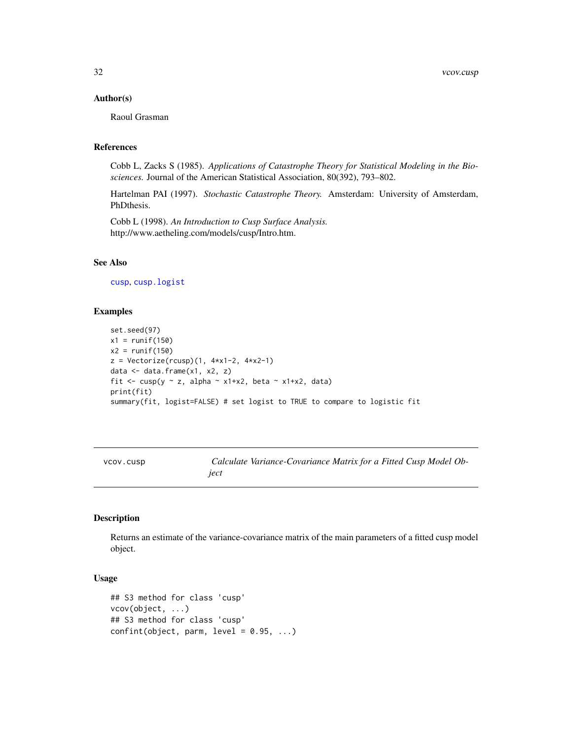### Author(s)

Raoul Grasman

### References

Cobb L, Zacks S (1985). *Applications of Catastrophe Theory for Statistical Modeling in the Biosciences.* Journal of the American Statistical Association, 80(392), 793–802.

Hartelman PAI (1997). *Stochastic Catastrophe Theory.* Amsterdam: University of Amsterdam, PhDthesis.

Cobb L (1998). *An Introduction to Cusp Surface Analysis.* http://www.aetheling.com/models/cusp/Intro.htm.

### See Also

cusp, cusp.logist

### Examples

```
set.seed(97)
x1 = runif(150)
x2 = runif(150)
z = Vectorize(rcusp)(1, 4*x1-2, 4*x2-1)
data <- data.frame(x1, x2, z)
fit <- cusp(y ~ z, alpha ~ x1+x2, beta ~ x1+x2, data)
print(fit)
summary(fit, logist=FALSE) # set logist to TRUE to compare to logistic fit
```

---

## vcov.cusp — *Calculate Variance-Covariance Matrix for a Fitted Cusp Model Object*

### Description

Returns an estimate of the variance-covariance matrix of the main parameters of a fitted cusp model object.

### Usage

```
## S3 method for class 'cusp'
vcov(object, ...)
## S3 method for class 'cusp'
confint(object, parm, level = 0.95, ...)
```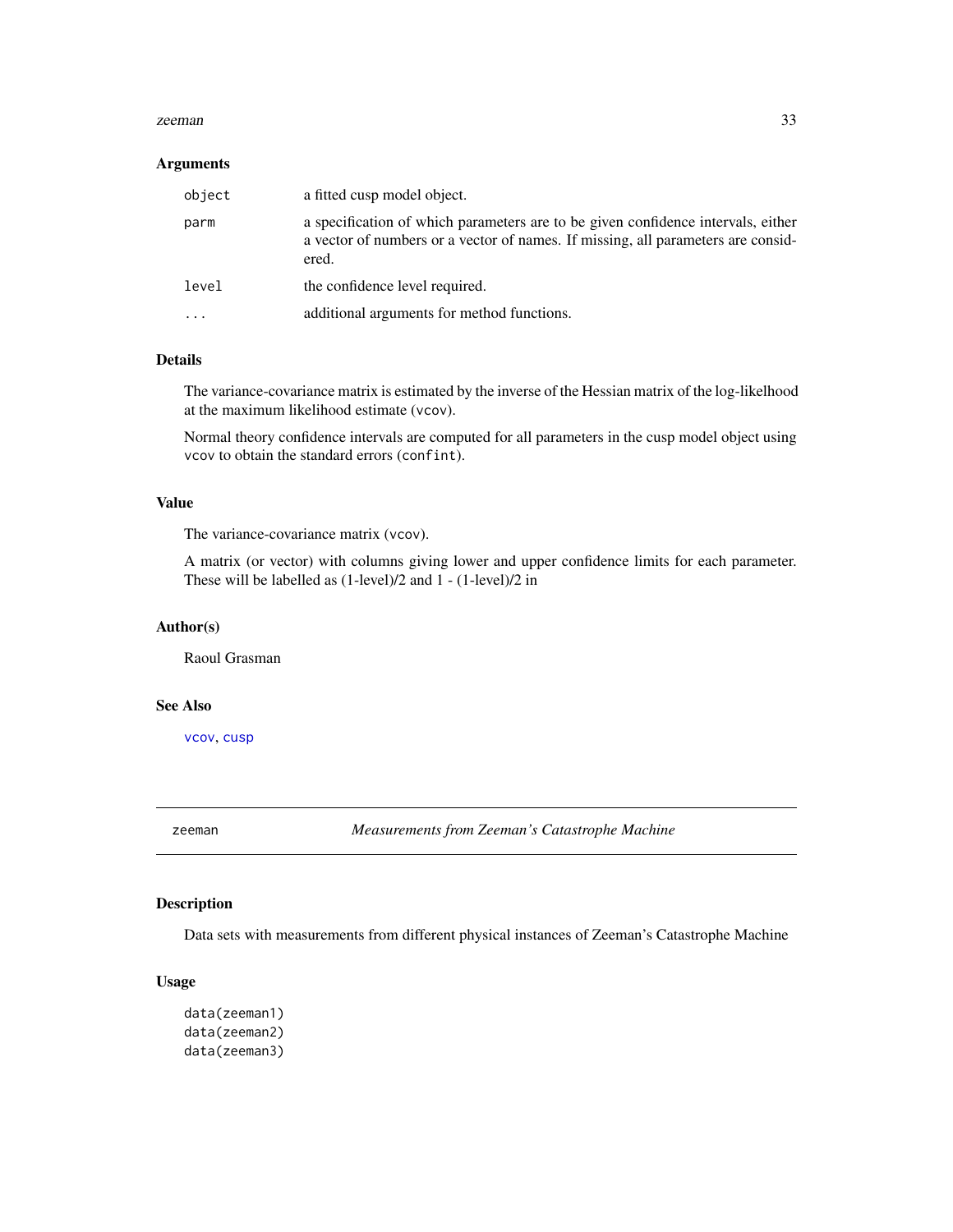### Arguments

| | |
|---|---|
| `object` | a fitted cusp model object. |
| `parm` | a specification of which parameters are to be given confidence intervals, either a vector of numbers or a vector of names. If missing, all parameters are considered. |
| `level` | the confidence level required. |
| `...` | additional arguments for method functions. |

### Details

The variance-covariance matrix is estimated by the inverse of the Hessian matrix of the log-likelihood at the maximum likelihood estimate (`vcov`).

Normal theory confidence intervals are computed for all parameters in the cusp model object using `vcov` to obtain the standard errors (`confint`).

### Value

The variance-covariance matrix (`vcov`).

A matrix (or vector) with columns giving lower and upper confidence limits for each parameter. These will be labelled as (1-level)/2 and 1 - (1-level)/2 in

### Author(s)

Raoul Grasman

### See Also

`vcov`, `cusp`

---

## zeeman — *Measurements from Zeeman's Catastrophe Machine*

### Description

Data sets with measurements from different physical instances of Zeeman's Catastrophe Machine

### Usage

```
data(zeeman1)
data(zeeman2)
data(zeeman3)
```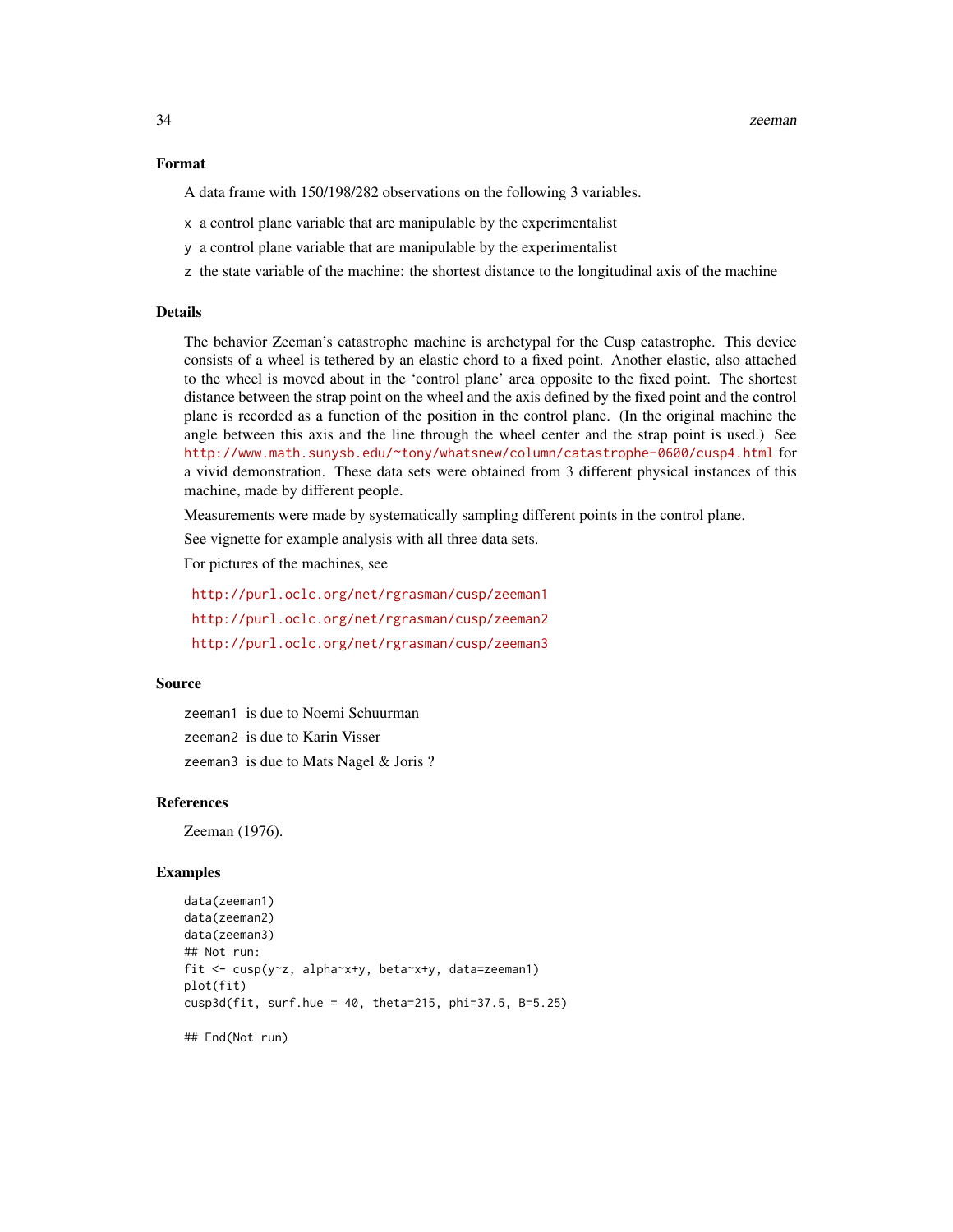## Format

A data frame with 150/198/282 observations on the following 3 variables.

- `x` a control plane variable that are manipulable by the experimentalist
- `y` a control plane variable that are manipulable by the experimentalist
- `z` the state variable of the machine: the shortest distance to the longitudinal axis of the machine

## Details

The behavior Zeeman's catastrophe machine is archetypal for the Cusp catastrophe. This device consists of a wheel is tethered by an elastic chord to a fixed point. Another elastic, also attached to the wheel is moved about in the 'control plane' area opposite to the fixed point. The shortest distance between the strap point on the wheel and the axis defined by the fixed point and the control plane is recorded as a function of the position in the control plane. (In the original machine the angle between this axis and the line through the wheel center and the strap point is used.) See http://www.math.sunysb.edu/~tony/whatsnew/column/catastrophe-0600/cusp4.html for a vivid demonstration. These data sets were obtained from 3 different physical instances of this machine, made by different people.

Measurements were made by systematically sampling different points in the control plane.

See vignette for example analysis with all three data sets.

For pictures of the machines, see

http://purl.oclc.org/net/rgrasman/cusp/zeeman1

http://purl.oclc.org/net/rgrasman/cusp/zeeman2

http://purl.oclc.org/net/rgrasman/cusp/zeeman3

## Source

`zeeman1` is due to Noemi Schuurman

`zeeman2` is due to Karin Visser

`zeeman3` is due to Mats Nagel & Joris ?

## References

Zeeman (1976).

## Examples

```
data(zeeman1)
data(zeeman2)
data(zeeman3)
## Not run:
fit <- cusp(y~z, alpha~x+y, beta~x+y, data=zeeman1)
plot(fit)
cusp3d(fit, surf.hue = 40, theta=215, phi=37.5, B=5.25)

## End(Not run)
```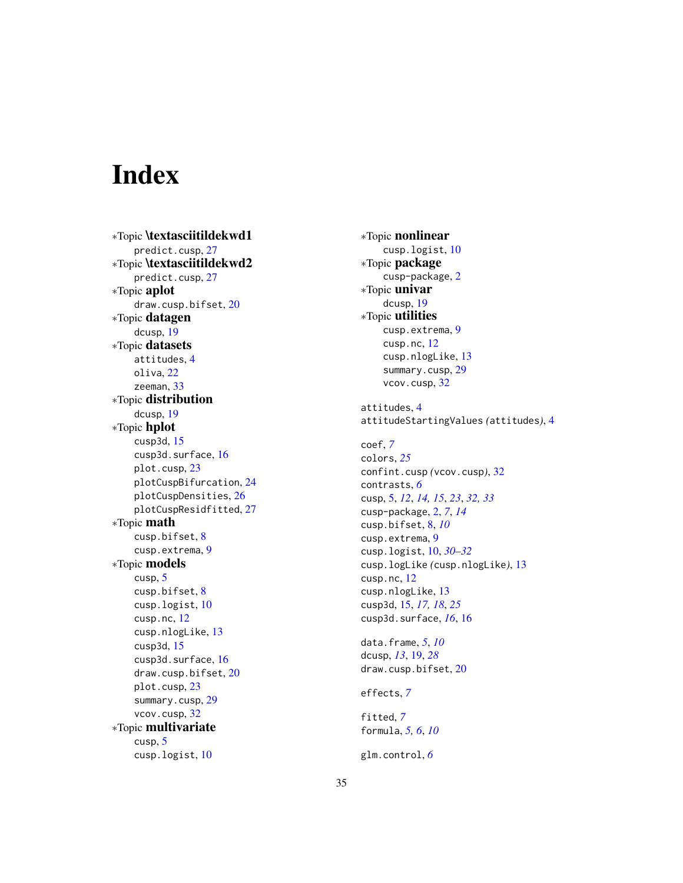# Index

*Topic **\textasciitildekwd1**
  predict.cusp, 27
*Topic **\textasciitildekwd2**
  predict.cusp, 27
*Topic **aplot**
  draw.cusp.bifset, 20
*Topic **datagen**
  dcusp, 19
*Topic **datasets**
  attitudes, 4
  oliva, 22
  zeeman, 33
*Topic **distribution**
  dcusp, 19
*Topic **hplot**
  cusp3d, 15
  cusp3d.surface, 16
  plot.cusp, 23
  plotCuspBifurcation, 24
  plotCuspDensities, 26
  plotCuspResidfitted, 27
*Topic **math**
  cusp.bifset, 8
  cusp.extrema, 9
*Topic **models**
  cusp, 5
  cusp.bifset, 8
  cusp.logist, 10
  cusp.nc, 12
  cusp.nlogLike, 13
  cusp3d, 15
  cusp3d.surface, 16
  draw.cusp.bifset, 20
  plot.cusp, 23
  summary.cusp, 29
  vcov.cusp, 32
*Topic **multivariate**
  cusp, 5
  cusp.logist, 10
*Topic **nonlinear**
  cusp.logist, 10
*Topic **package**
  cusp-package, 2
*Topic **univar**
  dcusp, 19
*Topic **utilities**
  cusp.extrema, 9
  cusp.nc, 12
  cusp.nlogLike, 13
  summary.cusp, 29
  vcov.cusp, 32

attitudes, 4
attitudeStartingValues *(attitudes)*, 4

coef, *7*
colors, *25*
confint.cusp *(vcov.cusp)*, 32
contrasts, *6*
cusp, 5, *12*, *14, 15*, *23*, *32, 33*
cusp-package, 2, *7*, *14*
cusp.bifset, 8, *10*
cusp.extrema, 9
cusp.logist, 10, *30–32*
cusp.logLike *(cusp.nlogLike)*, 13
cusp.nc, 12
cusp.nlogLike, 13
cusp3d, 15, *17, 18*, *25*
cusp3d.surface, *16*, 16

data.frame, *5*, *10*
dcusp, *13*, 19, *28*
draw.cusp.bifset, 20

effects, *7*

fitted, *7*
formula, *5, 6*, *10*

glm.control, *6*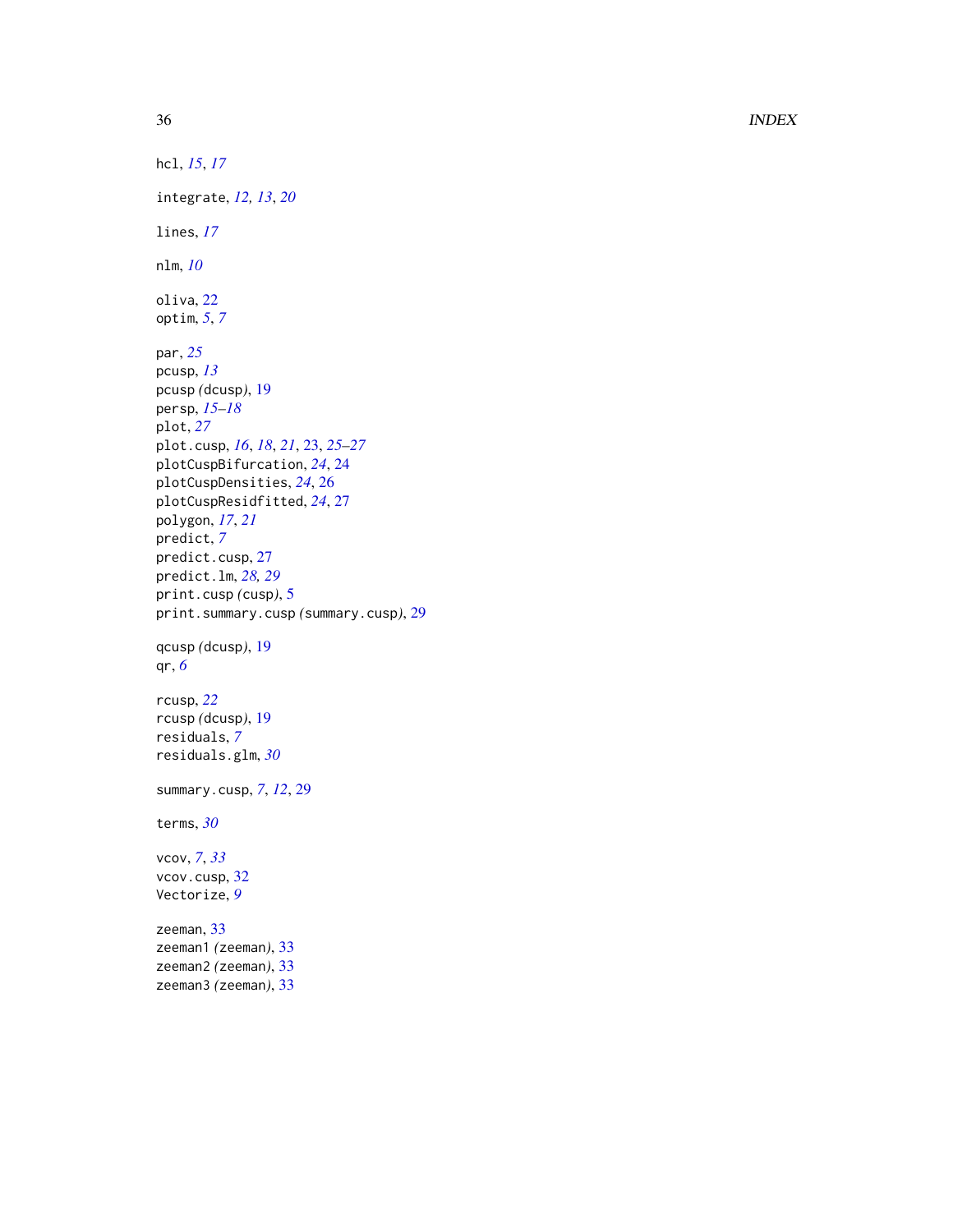hcl, *15*, *17*

integrate, *12, 13*, *20*

lines, *17*

nlm, *10*

oliva, 22
optim, *5*, *7*

par, *25*
pcusp, *13*
pcusp *(*dcusp*)*, 19
persp, *15–18*
plot, *27*
plot.cusp, *16*, *18*, *21*, 23, *25–27*
plotCuspBifurcation, *24*, 24
plotCuspDensities, *24*, 26
plotCuspResidfitted, *24*, 27
polygon, *17*, *21*
predict, *7*
predict.cusp, 27
predict.lm, *28, 29*
print.cusp *(*cusp*)*, 5
print.summary.cusp *(*summary.cusp*)*, 29

qcusp *(*dcusp*)*, 19
qr, *6*

rcusp, *22*
rcusp *(*dcusp*)*, 19
residuals, *7*
residuals.glm, *30*

summary.cusp, *7*, *12*, 29

terms, *30*

vcov, *7*, *33*
vcov.cusp, 32
Vectorize, *9*

zeeman, 33
zeeman1 *(*zeeman*)*, 33
zeeman2 *(*zeeman*)*, 33
zeeman3 *(*zeeman*)*, 33